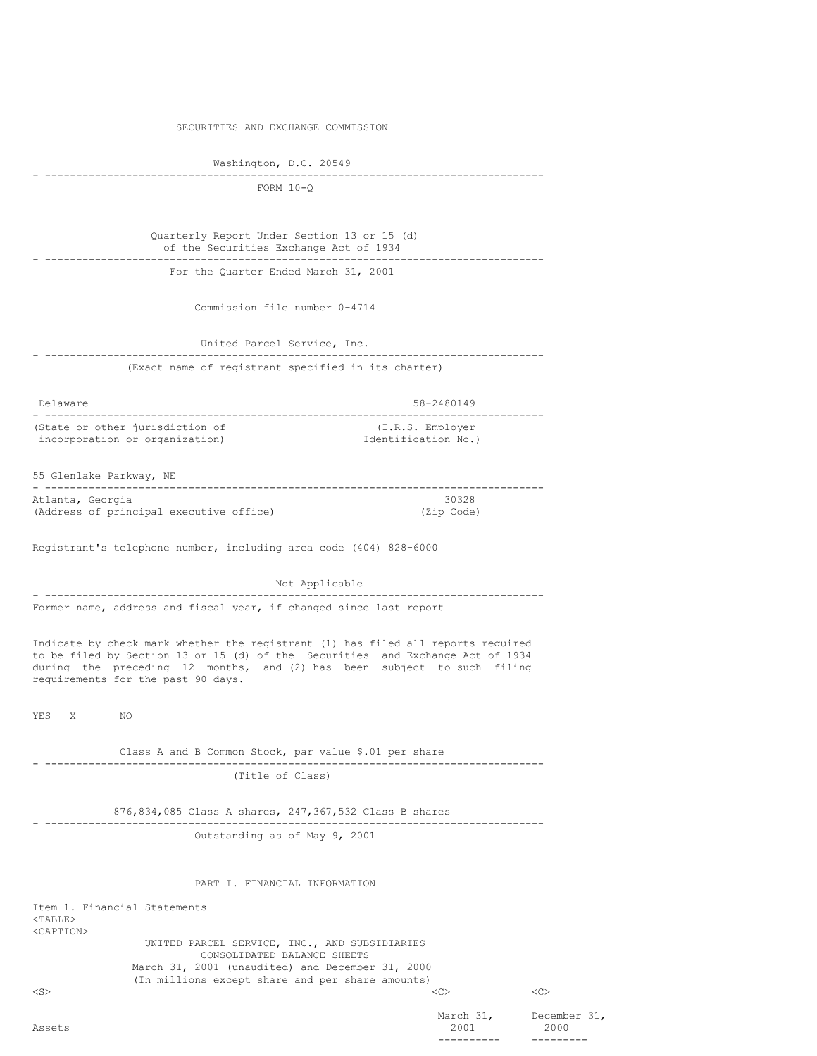SECURITIES AND EXCHANGE COMMISSION

Washington, D.C. 20549

---

FORM 10-Q

Quarterly Report Under Section 13 or 15 (d) of the Securities Exchange Act of 1934

---

For the Quarter Ended March 31, 2001

Commission file number 0-4714

United Parcel Service, Inc.

---

(Exact name of registrant specified in its charter)

| Delaware | 58-2480149 |
|---|---|
| (State or other jurisdiction of incorporation or organization) | (I.R.S. Employer Identification No.) |

55 Glenlake Parkway, NE

| Atlanta, Georgia | 30328 |
|---|---|
| (Address of principal executive office) | (Zip Code) |

Registrant's telephone number, including area code (404) 828-6000

Not Applicable

---

Former name, address and fiscal year, if changed since last report

Indicate by check mark whether the registrant (1) has filed all reports required to be filed by Section 13 or 15 (d) of the Securities and Exchange Act of 1934 during the preceding 12 months, and (2) has been subject to such filing requirements for the past 90 days.

YES X NO

Class A and B Common Stock, par value $.01 per share

---

(Title of Class)

876,834,085 Class A shares, 247,367,532 Class B shares

---

Outstanding as of May 9, 2001

PART I. FINANCIAL INFORMATION

Item 1. Financial Statements

UNITED PARCEL SERVICE, INC., AND SUBSIDIARIES
CONSOLIDATED BALANCE SHEETS
March 31, 2001 (unaudited) and December 31, 2000
(In millions except share and per share amounts)

| Assets | March 31, 2001 | December 31, 2000 |
|---|---|---|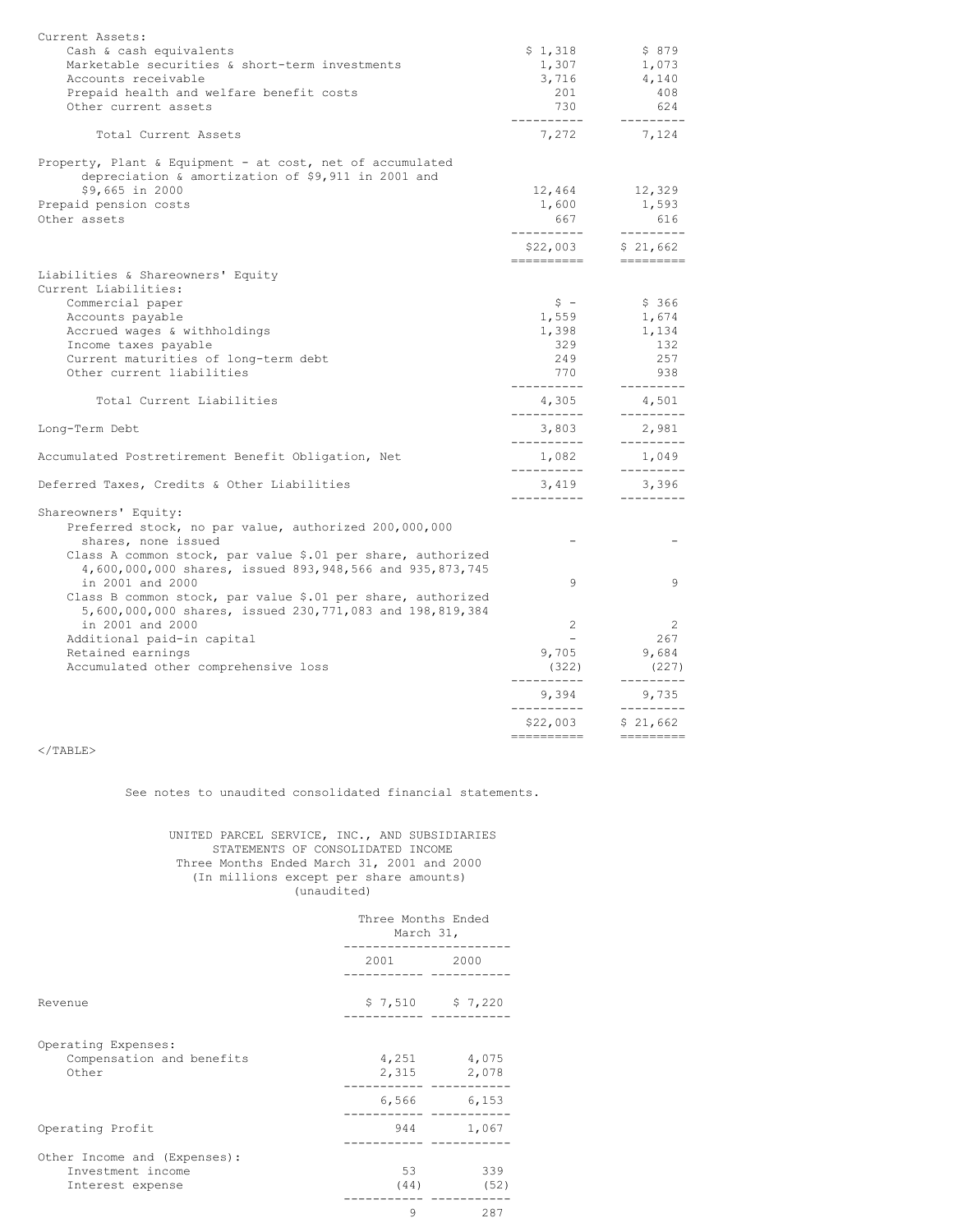| | | |
|---|---|---|
| Current Assets: | | |
| Cash & cash equivalents | $ 1,318 | $ 879 |
| Marketable securities & short-term investments | 1,307 | 1,073 |
| Accounts receivable | 3,716 | 4,140 |
| Prepaid health and welfare benefit costs | 201 | 408 |
| Other current assets | 730 | 624 |
| Total Current Assets | 7,272 | 7,124 |
| Property, Plant & Equipment - at cost, net of accumulated depreciation & amortization of $9,911 in 2001 and $9,665 in 2000 | 12,464 | 12,329 |
| Prepaid pension costs | 1,600 | 1,593 |
| Other assets | 667 | 616 |
| | $22,003 | $ 21,662 |
| Liabilities & Shareowners' Equity | | |
| Current Liabilities: | | |
| Commercial paper | $ - | $ 366 |
| Accounts payable | 1,559 | 1,674 |
| Accrued wages & withholdings | 1,398 | 1,134 |
| Income taxes payable | 329 | 132 |
| Current maturities of long-term debt | 249 | 257 |
| Other current liabilities | 770 | 938 |
| Total Current Liabilities | 4,305 | 4,501 |
| Long-Term Debt | 3,803 | 2,981 |
| Accumulated Postretirement Benefit Obligation, Net | 1,082 | 1,049 |
| Deferred Taxes, Credits & Other Liabilities | 3,419 | 3,396 |
| Shareowners' Equity: | | |
| Preferred stock, no par value, authorized 200,000,000 shares, none issued | - | - |
| Class A common stock, par value $.01 per share, authorized 4,600,000,000 shares, issued 893,948,566 and 935,873,745 in 2001 and 2000 | 9 | 9 |
| Class B common stock, par value $.01 per share, authorized 5,600,000,000 shares, issued 230,771,083 and 198,819,384 in 2001 and 2000 | 2 | 2 |
| Additional paid-in capital | - | 267 |
| Retained earnings | 9,705 | 9,684 |
| Accumulated other comprehensive loss | (322) | (227) |
| | 9,394 | 9,735 |
| | $22,003 | $ 21,662 |

See notes to unaudited consolidated financial statements.

UNITED PARCEL SERVICE, INC., AND SUBSIDIARIES
STATEMENTS OF CONSOLIDATED INCOME
Three Months Ended March 31, 2001 and 2000
(In millions except per share amounts)
(unaudited)

| | Three Months Ended March 31, | |
|---|---|---|
| | 2001 | 2000 |
| Revenue | $ 7,510 | $ 7,220 |
| Operating Expenses: | | |
| Compensation and benefits | 4,251 | 4,075 |
| Other | 2,315 | 2,078 |
| | 6,566 | 6,153 |
| Operating Profit | 944 | 1,067 |
| Other Income and (Expenses): | | |
| Investment income | 53 | 339 |
| Interest expense | (44) | (52) |
| | 9 | 287 |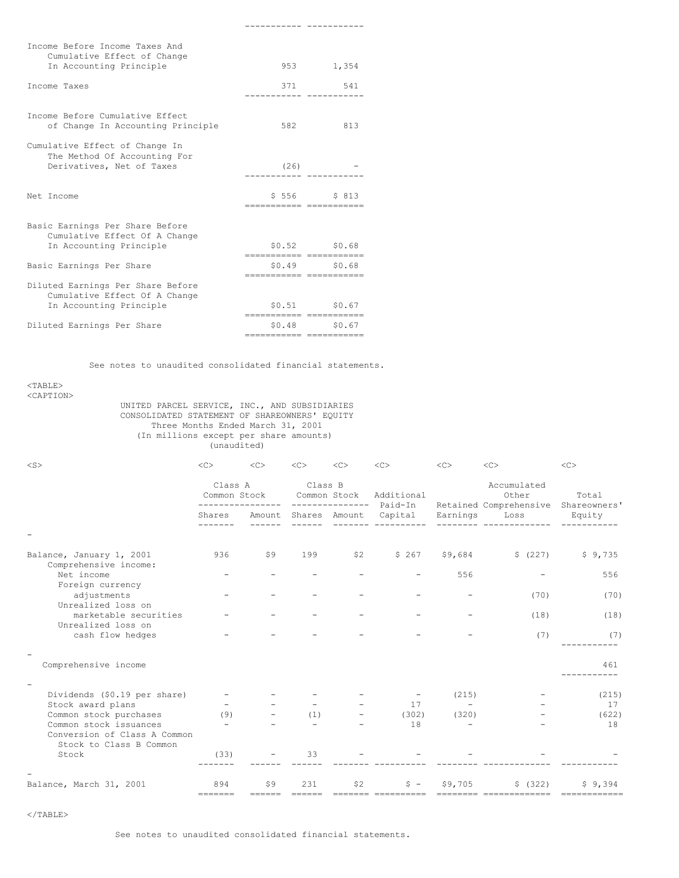| | | |
|---|---|---|
| Income Before Income Taxes And Cumulative Effect of Change In Accounting Principle | 953 | 1,354 |
| Income Taxes | 371 | 541 |
| Income Before Cumulative Effect of Change In Accounting Principle | 582 | 813 |
| Cumulative Effect of Change In The Method Of Accounting For Derivatives, Net of Taxes | (26) | - |
| Net Income | $ 556 | $ 813 |
| Basic Earnings Per Share Before Cumulative Effect Of A Change In Accounting Principle | $0.52 | $0.68 |
| Basic Earnings Per Share | $0.49 | $0.68 |
| Diluted Earnings Per Share Before Cumulative Effect Of A Change In Accounting Principle | $0.51 | $0.67 |
| Diluted Earnings Per Share | $0.48 | $0.67 |

See notes to unaudited consolidated financial statements.

UNITED PARCEL SERVICE, INC., AND SUBSIDIARIES
CONSOLIDATED STATEMENT OF SHAREOWNERS' EQUITY
Three Months Ended March 31, 2001
(In millions except per share amounts)
(unaudited)

| | Class A Common Stock | | Class B Common Stock | | Additional Paid-In | Retained | Accumulated Other Comprehensive | Total Shareowners' |
|---|---|---|---|---|---|---|---|---|
| | Shares | Amount | Shares | Amount | Capital | Earnings | Loss | Equity |
| Balance, January 1, 2001 | 936 | $9 | 199 | $2 | $ 267 | $9,684 | $ (227) | $ 9,735 |
| Comprehensive income: | | | | | | | | |
| Net income | - | - | - | - | - | 556 | - | 556 |
| Foreign currency adjustments | - | - | - | - | - | - | (70) | (70) |
| Unrealized loss on marketable securities | - | - | - | - | - | - | (18) | (18) |
| Unrealized loss on cash flow hedges | - | - | - | - | - | - | (7) | (7) |
| Comprehensive income | | | | | | | | 461 |
| Dividends ($0.19 per share) | - | - | - | - | - | (215) | - | (215) |
| Stock award plans | - | - | - | - | 17 | - | - | 17 |
| Common stock purchases | (9) | - | (1) | - | (302) | (320) | - | (622) |
| Common stock issuances | - | - | - | - | 18 | - | - | 18 |
| Conversion of Class A Common Stock to Class B Common Stock | (33) | - | 33 | - | - | - | - | - |
| Balance, March 31, 2001 | 894 | $9 | 231 | $2 | $ - | $9,705 | $ (322) | $ 9,394 |

See notes to unaudited consolidated financial statements.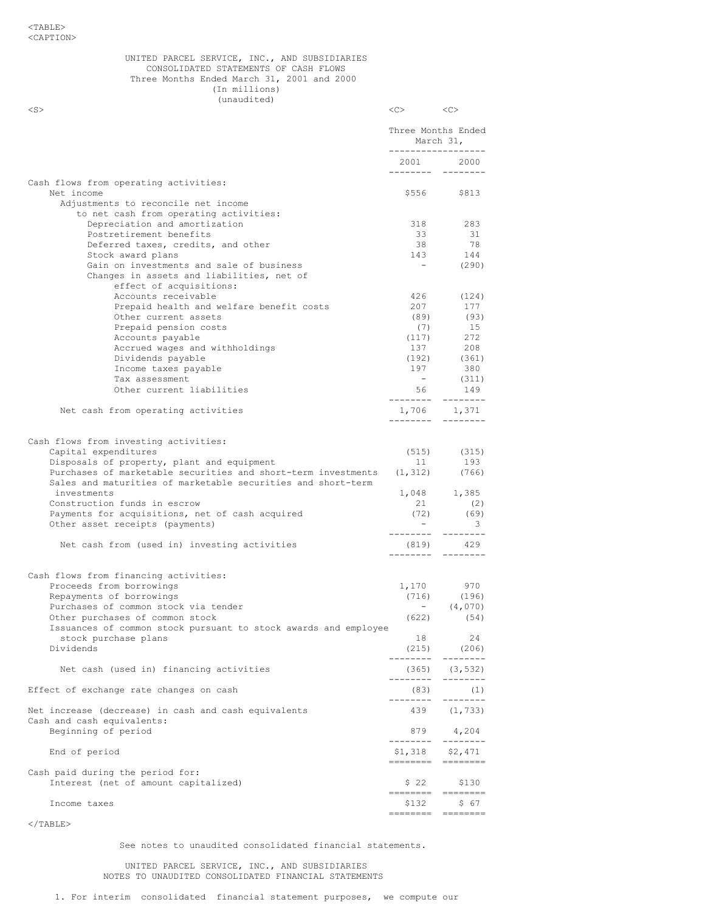UNITED PARCEL SERVICE, INC., AND SUBSIDIARIES
CONSOLIDATED STATEMENTS OF CASH FLOWS
Three Months Ended March 31, 2001 and 2000
(In millions)
(unaudited)

| | Three Months Ended March 31, | |
|---|---|---|
| | 2001 | 2000 |
| Cash flows from operating activities: | | |
| Net income | $556 | $813 |
| Adjustments to reconcile net income to net cash from operating activities: | | |
| Depreciation and amortization | 318 | 283 |
| Postretirement benefits | 33 | 31 |
| Deferred taxes, credits, and other | 38 | 78 |
| Stock award plans | 143 | 144 |
| Gain on investments and sale of business | - | (290) |
| Changes in assets and liabilities, net of effect of acquisitions: | | |
| Accounts receivable | 426 | (124) |
| Prepaid health and welfare benefit costs | 207 | 177 |
| Other current assets | (89) | (93) |
| Prepaid pension costs | (7) | 15 |
| Accounts payable | (117) | 272 |
| Accrued wages and withholdings | 137 | 208 |
| Dividends payable | (192) | (361) |
| Income taxes payable | 197 | 380 |
| Tax assessment | - | (311) |
| Other current liabilities | 56 | 149 |
| Net cash from operating activities | 1,706 | 1,371 |
| Cash flows from investing activities: | | |
| Capital expenditures | (515) | (315) |
| Disposals of property, plant and equipment | 11 | 193 |
| Purchases of marketable securities and short-term investments | (1,312) | (766) |
| Sales and maturities of marketable securities and short-term investments | 1,048 | 1,385 |
| Construction funds in escrow | 21 | (2) |
| Payments for acquisitions, net of cash acquired | (72) | (69) |
| Other asset receipts (payments) | - | 3 |
| Net cash from (used in) investing activities | (819) | 429 |
| Cash flows from financing activities: | | |
| Proceeds from borrowings | 1,170 | 970 |
| Repayments of borrowings | (716) | (196) |
| Purchases of common stock via tender | - | (4,070) |
| Other purchases of common stock | (622) | (54) |
| Issuances of common stock pursuant to stock awards and employee stock purchase plans | 18 | 24 |
| Dividends | (215) | (206) |
| Net cash (used in) financing activities | (365) | (3,532) |
| Effect of exchange rate changes on cash | (83) | (1) |
| Net increase (decrease) in cash and cash equivalents | 439 | (1,733) |
| Cash and cash equivalents: | | |
| Beginning of period | 879 | 4,204 |
| End of period | $1,318 | $2,471 |
| Cash paid during the period for: | | |
| Interest (net of amount capitalized) | $ 22 | $130 |
| Income taxes | $132 | $ 67 |

See notes to unaudited consolidated financial statements.

UNITED PARCEL SERVICE, INC., AND SUBSIDIARIES
NOTES TO UNAUDITED CONSOLIDATED FINANCIAL STATEMENTS

1. For interim consolidated financial statement purposes, we compute our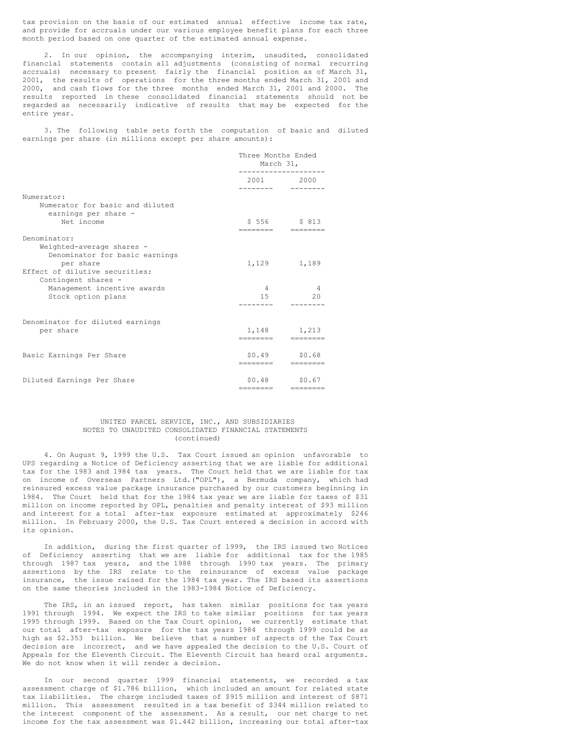tax provision on the basis of our estimated annual effective income tax rate, and provide for accruals under our various employee benefit plans for each three month period based on one quarter of the estimated annual expense.

2. In our opinion, the accompanying interim, unaudited, consolidated financial statements contain all adjustments (consisting of normal recurring accruals) necessary to present fairly the financial position as of March 31, 2001, the results of operations for the three months ended March 31, 2001 and 2000, and cash flows for the three months ended March 31, 2001 and 2000. The results reported in these consolidated financial statements should not be regarded as necessarily indicative of results that may be expected for the entire year.

3. The following table sets forth the computation of basic and diluted earnings per share (in millions except per share amounts):

| | Three Months Ended March 31, | |
|---|---|---|
| | 2001 | 2000 |
| Numerator: | | |
| Numerator for basic and diluted earnings per share - Net income | $ 556 | $ 813 |
| Denominator: | | |
| Weighted-average shares - Denominator for basic earnings per share | 1,129 | 1,189 |
| Effect of dilutive securities: | | |
| Contingent shares - Management incentive awards | 4 | 4 |
| Stock option plans | 15 | 20 |
| Denominator for diluted earnings per share | 1,148 | 1,213 |
| Basic Earnings Per Share | $0.49 | $0.68 |
| Diluted Earnings Per Share | $0.48 | $0.67 |

UNITED PARCEL SERVICE, INC., AND SUBSIDIARIES
NOTES TO UNAUDITED CONSOLIDATED FINANCIAL STATEMENTS
(continued)

4. On August 9, 1999 the U.S. Tax Court issued an opinion unfavorable to UPS regarding a Notice of Deficiency asserting that we are liable for additional tax for the 1983 and 1984 tax years. The Court held that we are liable for tax on income of Overseas Partners Ltd.("OPL"), a Bermuda company, which had reinsured excess value package insurance purchased by our customers beginning in 1984. The Court held that for the 1984 tax year we are liable for taxes of $31 million on income reported by OPL, penalties and penalty interest of $93 million and interest for a total after-tax exposure estimated at approximately $246 million. In February 2000, the U.S. Tax Court entered a decision in accord with its opinion.

In addition, during the first quarter of 1999, the IRS issued two Notices of Deficiency asserting that we are liable for additional tax for the 1985 through 1987 tax years, and the 1988 through 1990 tax years. The primary assertions by the IRS relate to the reinsurance of excess value package insurance, the issue raised for the 1984 tax year. The IRS based its assertions on the same theories included in the 1983-1984 Notice of Deficiency.

The IRS, in an issued report, has taken similar positions for tax years 1991 through 1994. We expect the IRS to take similar positions for tax years 1995 through 1999. Based on the Tax Court opinion, we currently estimate that our total after-tax exposure for the tax years 1984 through 1999 could be as high as $2.353 billion. We believe that a number of aspects of the Tax Court decision are incorrect, and we have appealed the decision to the U.S. Court of Appeals for the Eleventh Circuit. The Eleventh Circuit has heard oral arguments. We do not know when it will render a decision.

In our second quarter 1999 financial statements, we recorded a tax assessment charge of $1.786 billion, which included an amount for related state tax liabilities. The charge included taxes of $915 million and interest of $871 million. This assessment resulted in a tax benefit of $344 million related to the interest component of the assessment. As a result, our net charge to net income for the tax assessment was $1.442 billion, increasing our total after-tax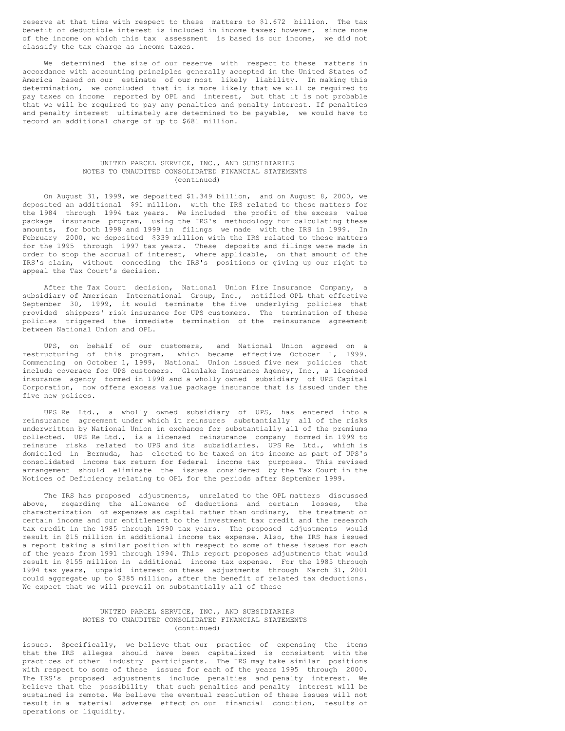reserve at that time with respect to these matters to $1.672 billion. The tax benefit of deductible interest is included in income taxes; however, since none of the income on which this tax assessment is based is our income, we did not classify the tax charge as income taxes.

We determined the size of our reserve with respect to these matters in accordance with accounting principles generally accepted in the United States of America based on our estimate of our most likely liability. In making this determination, we concluded that it is more likely that we will be required to pay taxes on income reported by OPL and interest, but that it is not probable that we will be required to pay any penalties and penalty interest. If penalties and penalty interest ultimately are determined to be payable, we would have to record an additional charge of up to $681 million.

On August 31, 1999, we deposited $1.349 billion, and on August 8, 2000, we deposited an additional $91 million, with the IRS related to these matters for the 1984 through 1994 tax years. We included the profit of the excess value package insurance program, using the IRS's methodology for calculating these amounts, for both 1998 and 1999 in filings we made with the IRS in 1999. In February 2000, we deposited $339 million with the IRS related to these matters for the 1995 through 1997 tax years. These deposits and filings were made in order to stop the accrual of interest, where applicable, on that amount of the IRS's claim, without conceding the IRS's positions or giving up our right to appeal the Tax Court's decision.

After the Tax Court decision, National Union Fire Insurance Company, a subsidiary of American International Group, Inc., notified OPL that effective September 30, 1999, it would terminate the five underlying policies that provided shippers' risk insurance for UPS customers. The termination of these policies triggered the immediate termination of the reinsurance agreement between National Union and OPL.

UPS, on behalf of our customers, and National Union agreed on a restructuring of this program, which became effective October 1, 1999. Commencing on October 1, 1999, National Union issued five new policies that include coverage for UPS customers. Glenlake Insurance Agency, Inc., a licensed insurance agency formed in 1998 and a wholly owned subsidiary of UPS Capital Corporation, now offers excess value package insurance that is issued under the five new polices.

UPS Re Ltd., a wholly owned subsidiary of UPS, has entered into a reinsurance agreement under which it reinsures substantially all of the risks underwritten by National Union in exchange for substantially all of the premiums collected. UPS Re Ltd., is a licensed reinsurance company formed in 1999 to reinsure risks related to UPS and its subsidiaries. UPS Re Ltd., which is domiciled in Bermuda, has elected to be taxed on its income as part of UPS's consolidated income tax return for federal income tax purposes. This revised arrangement should eliminate the issues considered by the Tax Court in the Notices of Deficiency relating to OPL for the periods after September 1999.

The IRS has proposed adjustments, unrelated to the OPL matters discussed above, regarding the allowance of deductions and certain losses, the characterization of expenses as capital rather than ordinary, the treatment of certain income and our entitlement to the investment tax credit and the research tax credit in the 1985 through 1990 tax years. The proposed adjustments would result in $15 million in additional income tax expense. Also, the IRS has issued a report taking a similar position with respect to some of these issues for each of the years from 1991 through 1994. This report proposes adjustments that would result in $155 million in additional income tax expense. For the 1985 through 1994 tax years, unpaid interest on these adjustments through March 31, 2001 could aggregate up to $385 million, after the benefit of related tax deductions. We expect that we will prevail on substantially all of these issues. Specifically, we believe that our practice of expensing the items that the IRS alleges should have been capitalized is consistent with the practices of other industry participants. The IRS may take similar positions with respect to some of these issues for each of the years 1995 through 2000. The IRS's proposed adjustments include penalties and penalty interest. We believe that the possibility that such penalties and penalty interest will be sustained is remote. We believe the eventual resolution of these issues will not result in a material adverse effect on our financial condition, results of operations or liquidity.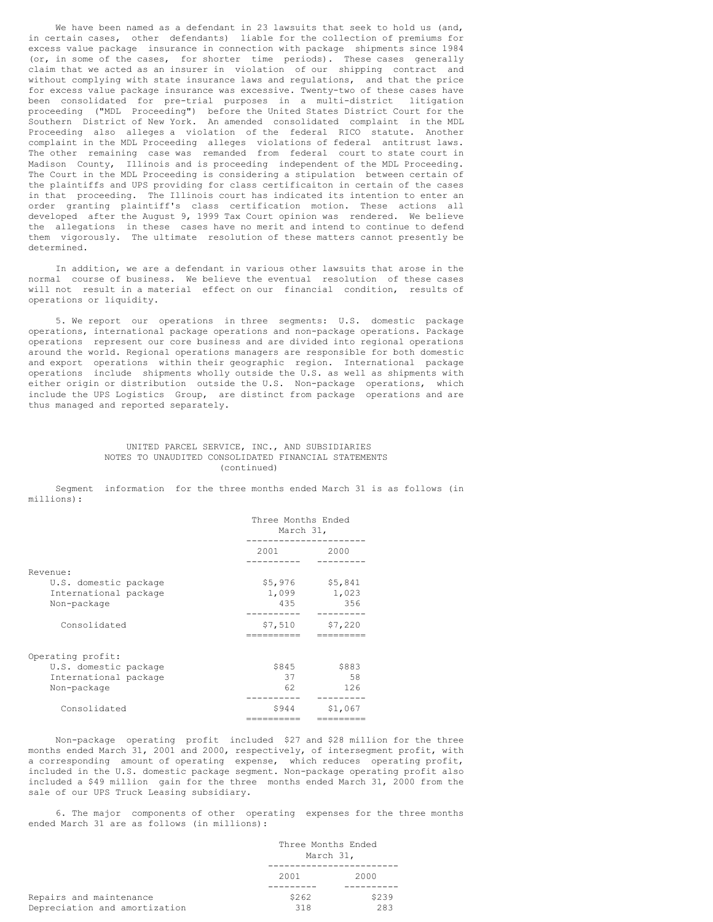We have been named as a defendant in 23 lawsuits that seek to hold us (and, in certain cases, other defendants) liable for the collection of premiums for excess value package insurance in connection with package shipments since 1984 (or, in some of the cases, for shorter time periods). These cases generally claim that we acted as an insurer in violation of our shipping contract and without complying with state insurance laws and regulations, and that the price for excess value package insurance was excessive. Twenty-two of these cases have been consolidated for pre-trial purposes in a multi-district litigation proceeding ("MDL Proceeding") before the United States District Court for the Southern District of New York. An amended consolidated complaint in the MDL Proceeding also alleges a violation of the federal RICO statute. Another complaint in the MDL Proceeding alleges violations of federal antitrust laws. The other remaining case was remanded from federal court to state court in Madison County, Illinois and is proceeding independent of the MDL Proceeding. The Court in the MDL Proceeding is considering a stipulation between certain of the plaintiffs and UPS providing for class certificaiton in certain of the cases in that proceeding. The Illinois court has indicated its intention to enter an order granting plaintiff's class certification motion. These actions all developed after the August 9, 1999 Tax Court opinion was rendered. We believe the allegations in these cases have no merit and intend to continue to defend them vigorously. The ultimate resolution of these matters cannot presently be determined.

In addition, we are a defendant in various other lawsuits that arose in the normal course of business. We believe the eventual resolution of these cases will not result in a material effect on our financial condition, results of operations or liquidity.

5. We report our operations in three segments: U.S. domestic package operations, international package operations and non-package operations. Package operations represent our core business and are divided into regional operations around the world. Regional operations managers are responsible for both domestic and export operations within their geographic region. International package operations include shipments wholly outside the U.S. as well as shipments with either origin or distribution outside the U.S. Non-package operations, which include the UPS Logistics Group, are distinct from package operations and are thus managed and reported separately.

UNITED PARCEL SERVICE, INC., AND SUBSIDIARIES
NOTES TO UNAUDITED CONSOLIDATED FINANCIAL STATEMENTS
(continued)

Segment information for the three months ended March 31 is as follows (in millions):

| | Three Months Ended March 31, | |
|---|---|---|
| | 2001 | 2000 |
| Revenue: | | |
| U.S. domestic package | $5,976 | $5,841 |
| International package | 1,099 | 1,023 |
| Non-package | 435 | 356 |
| Consolidated | $7,510 | $7,220 |
| Operating profit: | | |
| U.S. domestic package | $845 | $883 |
| International package | 37 | 58 |
| Non-package | 62 | 126 |
| Consolidated | $944 | $1,067 |

Non-package operating profit included $27 and $28 million for the three months ended March 31, 2001 and 2000, respectively, of intersegment profit, with a corresponding amount of operating expense, which reduces operating profit, included in the U.S. domestic package segment. Non-package operating profit also included a $49 million gain for the three months ended March 31, 2000 from the sale of our UPS Truck Leasing subsidiary.

6. The major components of other operating expenses for the three months ended March 31 are as follows (in millions):

| | Three Months Ended March 31, | |
|---|---|---|
| | 2001 | 2000 |
| Repairs and maintenance | $262 | $239 |
| Depreciation and amortization | 318 | 283 |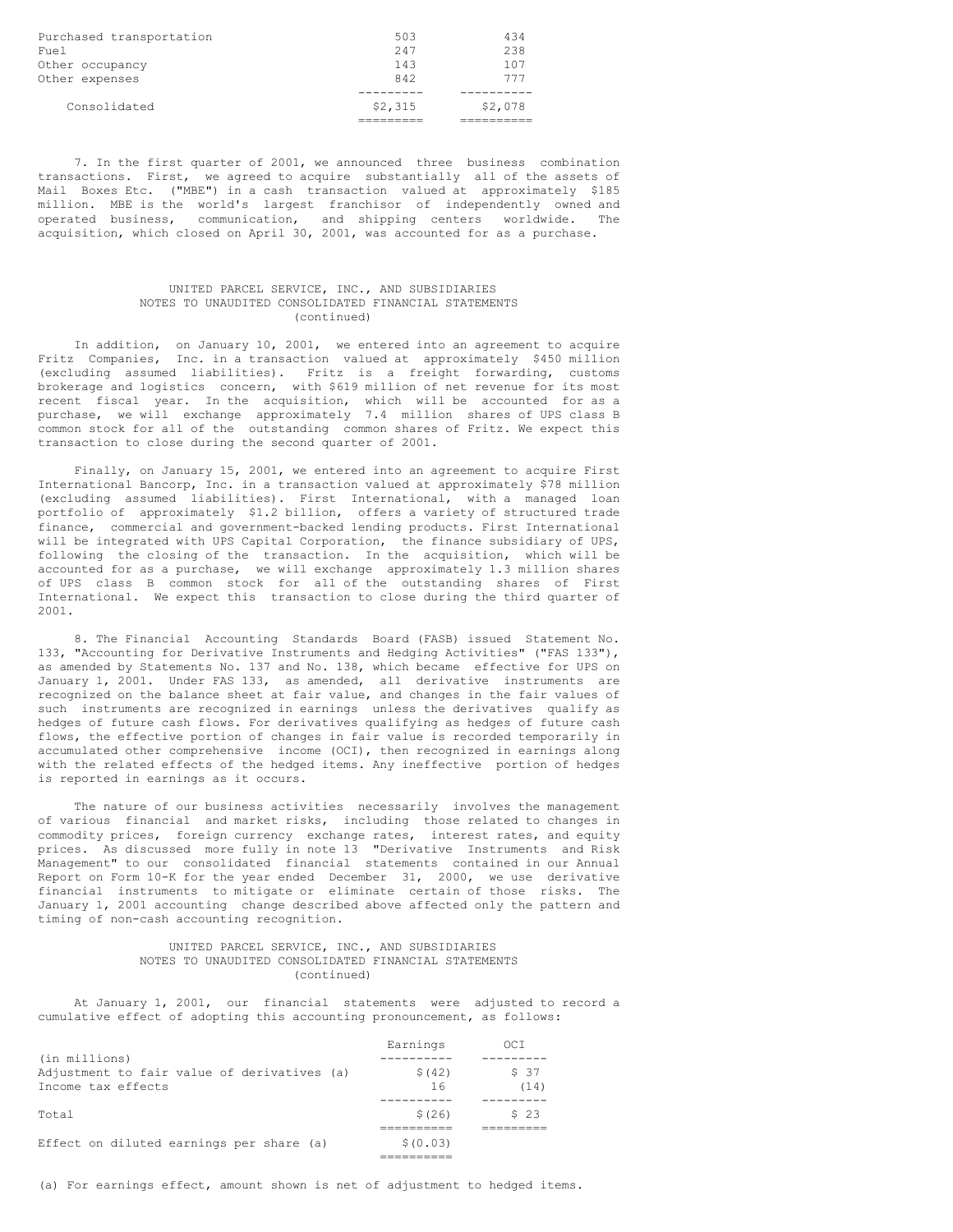| | | |
|---|---|---|
| Purchased transportation | 503 | 434 |
| Fuel | 247 | 238 |
| Other occupancy | 143 | 107 |
| Other expenses | 842 | 777 |
| Consolidated | $2,315 | $2,078 |

7. In the first quarter of 2001, we announced three business combination transactions. First, we agreed to acquire substantially all of the assets of Mail Boxes Etc. ("MBE") in a cash transaction valued at approximately $185 million. MBE is the world's largest franchisor of independently owned and operated business, communication, and shipping centers worldwide. The acquisition, which closed on April 30, 2001, was accounted for as a purchase.

UNITED PARCEL SERVICE, INC., AND SUBSIDIARIES
NOTES TO UNAUDITED CONSOLIDATED FINANCIAL STATEMENTS
(continued)

In addition, on January 10, 2001, we entered into an agreement to acquire Fritz Companies, Inc. in a transaction valued at approximately $450 million (excluding assumed liabilities). Fritz is a freight forwarding, customs brokerage and logistics concern, with $619 million of net revenue for its most recent fiscal year. In the acquisition, which will be accounted for as a purchase, we will exchange approximately 7.4 million shares of UPS class B common stock for all of the outstanding common shares of Fritz. We expect this transaction to close during the second quarter of 2001.

Finally, on January 15, 2001, we entered into an agreement to acquire First International Bancorp, Inc. in a transaction valued at approximately $78 million (excluding assumed liabilities). First International, with a managed loan portfolio of approximately $1.2 billion, offers a variety of structured trade finance, commercial and government-backed lending products. First International will be integrated with UPS Capital Corporation, the finance subsidiary of UPS, following the closing of the transaction. In the acquisition, which will be accounted for as a purchase, we will exchange approximately 1.3 million shares of UPS class B common stock for all of the outstanding shares of First International. We expect this transaction to close during the third quarter of 2001.

8. The Financial Accounting Standards Board (FASB) issued Statement No. 133, "Accounting for Derivative Instruments and Hedging Activities" ("FAS 133"), as amended by Statements No. 137 and No. 138, which became effective for UPS on January 1, 2001. Under FAS 133, as amended, all derivative instruments are recognized on the balance sheet at fair value, and changes in the fair values of such instruments are recognized in earnings unless the derivatives qualify as hedges of future cash flows. For derivatives qualifying as hedges of future cash flows, the effective portion of changes in fair value is recorded temporarily in accumulated other comprehensive income (OCI), then recognized in earnings along with the related effects of the hedged items. Any ineffective portion of hedges is reported in earnings as it occurs.

The nature of our business activities necessarily involves the management of various financial and market risks, including those related to changes in commodity prices, foreign currency exchange rates, interest rates, and equity prices. As discussed more fully in note 13 "Derivative Instruments and Risk Management" to our consolidated financial statements contained in our Annual Report on Form 10-K for the year ended December 31, 2000, we use derivative financial instruments to mitigate or eliminate certain of those risks. The January 1, 2001 accounting change described above affected only the pattern and timing of non-cash accounting recognition.

UNITED PARCEL SERVICE, INC., AND SUBSIDIARIES
NOTES TO UNAUDITED CONSOLIDATED FINANCIAL STATEMENTS
(continued)

At January 1, 2001, our financial statements were adjusted to record a cumulative effect of adopting this accounting pronouncement, as follows:

| (in millions) | Earnings | OCI |
|---|---|---|
| Adjustment to fair value of derivatives (a) | $(42) | $ 37 |
| Income tax effects | 16 | (14) |
| Total | $(26) | $ 23 |
| Effect on diluted earnings per share (a) | $(0.03) | |

(a) For earnings effect, amount shown is net of adjustment to hedged items.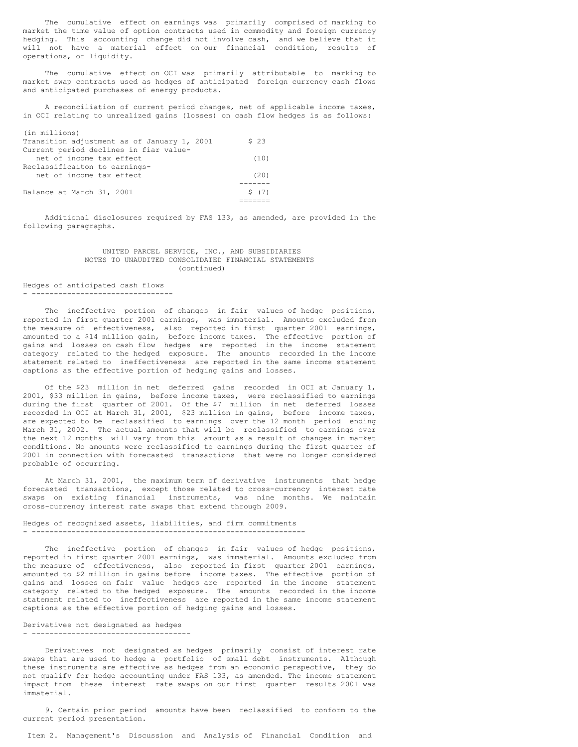The cumulative effect on earnings was primarily comprised of marking to market the time value of option contracts used in commodity and foreign currency hedging. This accounting change did not involve cash, and we believe that it will not have a material effect on our financial condition, results of operations, or liquidity.

The cumulative effect on OCI was primarily attributable to marking to market swap contracts used as hedges of anticipated foreign currency cash flows and anticipated purchases of energy products.

A reconciliation of current period changes, net of applicable income taxes, in OCI relating to unrealized gains (losses) on cash flow hedges is as follows:

| (in millions) | |
|---|---|
| Transition adjustment as of January 1, 2001 | $ 23 |
| Current period declines in fiar value- net of income tax effect | (10) |
| Reclassificaiton to earnings- net of income tax effect | (20) |
| Balance at March 31, 2001 | $ (7) |

Additional disclosures required by FAS 133, as amended, are provided in the following paragraphs.

UNITED PARCEL SERVICE, INC., AND SUBSIDIARIES
NOTES TO UNAUDITED CONSOLIDATED FINANCIAL STATEMENTS
(continued)

## Hedges of anticipated cash flows

The ineffective portion of changes in fair values of hedge positions, reported in first quarter 2001 earnings, was immaterial. Amounts excluded from the measure of effectiveness, also reported in first quarter 2001 earnings, amounted to a $14 million gain, before income taxes. The effective portion of gains and losses on cash flow hedges are reported in the income statement category related to the hedged exposure. The amounts recorded in the income statement related to ineffectiveness are reported in the same income statement captions as the effective portion of hedging gains and losses.

Of the $23 million in net deferred gains recorded in OCI at January 1, 2001, $33 million in gains, before income taxes, were reclassified to earnings during the first quarter of 2001. Of the $7 million in net deferred losses recorded in OCI at March 31, 2001, $23 million in gains, before income taxes, are expected to be reclassified to earnings over the 12 month period ending March 31, 2002. The actual amounts that will be reclassified to earnings over the next 12 months will vary from this amount as a result of changes in market conditions. No amounts were reclassified to earnings during the first quarter of 2001 in connection with forecasted transactions that were no longer considered probable of occurring.

At March 31, 2001, the maximum term of derivative instruments that hedge forecasted transactions, except those related to cross-currency interest rate swaps on existing financial instruments, was nine months. We maintain cross-currency interest rate swaps that extend through 2009.

## Hedges of recognized assets, liabilities, and firm commitments

The ineffective portion of changes in fair values of hedge positions, reported in first quarter 2001 earnings, was immaterial. Amounts excluded from the measure of effectiveness, also reported in first quarter 2001 earnings, amounted to $2 million in gains before income taxes. The effective portion of gains and losses on fair value hedges are reported in the income statement category related to the hedged exposure. The amounts recorded in the income statement related to ineffectiveness are reported in the same income statement captions as the effective portion of hedging gains and losses.

## Derivatives not designated as hedges

Derivatives not designated as hedges primarily consist of interest rate swaps that are used to hedge a portfolio of small debt instruments. Although these instruments are effective as hedges from an economic perspective, they do not qualify for hedge accounting under FAS 133, as amended. The income statement impact from these interest rate swaps on our first quarter results 2001 was immaterial.

9. Certain prior period amounts have been reclassified to conform to the current period presentation.

Item 2. Management's Discussion and Analysis of Financial Condition and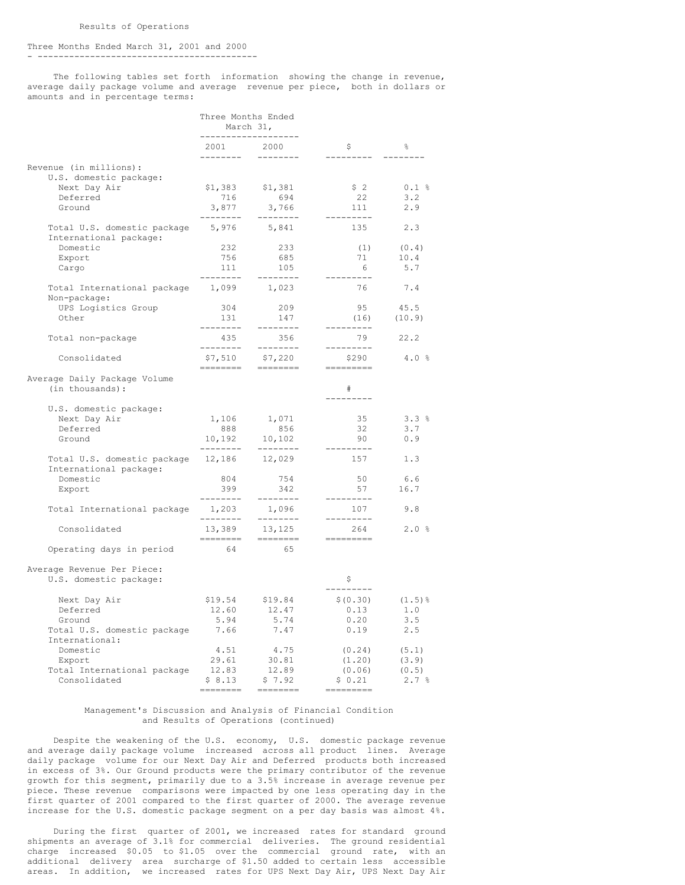## Results of Operations

### Three Months Ended March 31, 2001 and 2000

The following tables set forth information showing the change in revenue, average daily package volume and average revenue per piece, both in dollars or amounts and in percentage terms:

| | Three Months Ended March 31, 2001 | 2000 | $ | % |
|---|---|---|---|---|
| **Revenue (in millions):** | | | | |
| U.S. domestic package: | | | | |
| Next Day Air | $1,383 | $1,381 | $ 2 | 0.1 % |
| Deferred | 716 | 694 | 22 | 3.2 |
| Ground | 3,877 | 3,766 | 111 | 2.9 |
| Total U.S. domestic package | 5,976 | 5,841 | 135 | 2.3 |
| International package: | | | | |
| Domestic | 232 | 233 | (1) | (0.4) |
| Export | 756 | 685 | 71 | 10.4 |
| Cargo | 111 | 105 | 6 | 5.7 |
| Total International package | 1,099 | 1,023 | 76 | 7.4 |
| Non-package: | | | | |
| UPS Logistics Group | 304 | 209 | 95 | 45.5 |
| Other | 131 | 147 | (16) | (10.9) |
| Total non-package | 435 | 356 | 79 | 22.2 |
| Consolidated | $7,510 | $7,220 | $290 | 4.0 % |
| **Average Daily Package Volume (in thousands):** | | | # | |
| U.S. domestic package: | | | | |
| Next Day Air | 1,106 | 1,071 | 35 | 3.3 % |
| Deferred | 888 | 856 | 32 | 3.7 |
| Ground | 10,192 | 10,102 | 90 | 0.9 |
| Total U.S. domestic package | 12,186 | 12,029 | 157 | 1.3 |
| International package: | | | | |
| Domestic | 804 | 754 | 50 | 6.6 |
| Export | 399 | 342 | 57 | 16.7 |
| Total International package | 1,203 | 1,096 | 107 | 9.8 |
| Consolidated | 13,389 | 13,125 | 264 | 2.0 % |
| Operating days in period | 64 | 65 | | |
| **Average Revenue Per Piece:** | | | $ | |
| U.S. domestic package: | | | | |
| Next Day Air | $19.54 | $19.84 | $(0.30) | (1.5)% |
| Deferred | 12.60 | 12.47 | 0.13 | 1.0 |
| Ground | 5.94 | 5.74 | 0.20 | 3.5 |
| Total U.S. domestic package | 7.66 | 7.47 | 0.19 | 2.5 |
| International: | | | | |
| Domestic | 4.51 | 4.75 | (0.24) | (5.1) |
| Export | 29.61 | 30.81 | (1.20) | (3.9) |
| Total International package | 12.83 | 12.89 | (0.06) | (0.5) |
| Consolidated | $ 8.13 | $ 7.92 | $ 0.21 | 2.7 % |

## Management's Discussion and Analysis of Financial Condition and Results of Operations (continued)

Despite the weakening of the U.S. economy, U.S. domestic package revenue and average daily package volume increased across all product lines. Average daily package volume for our Next Day Air and Deferred products both increased in excess of 3%. Our Ground products were the primary contributor of the revenue growth for this segment, primarily due to a 3.5% increase in average revenue per piece. These revenue comparisons were impacted by one less operating day in the first quarter of 2001 compared to the first quarter of 2000. The average revenue increase for the U.S. domestic package segment on a per day basis was almost 4%.

During the first quarter of 2001, we increased rates for standard ground shipments an average of 3.1% for commercial deliveries. The ground residential charge increased $0.05 to $1.05 over the commercial ground rate, with an additional delivery area surcharge of $1.50 added to certain less accessible areas. In addition, we increased rates for UPS Next Day Air, UPS Next Day Air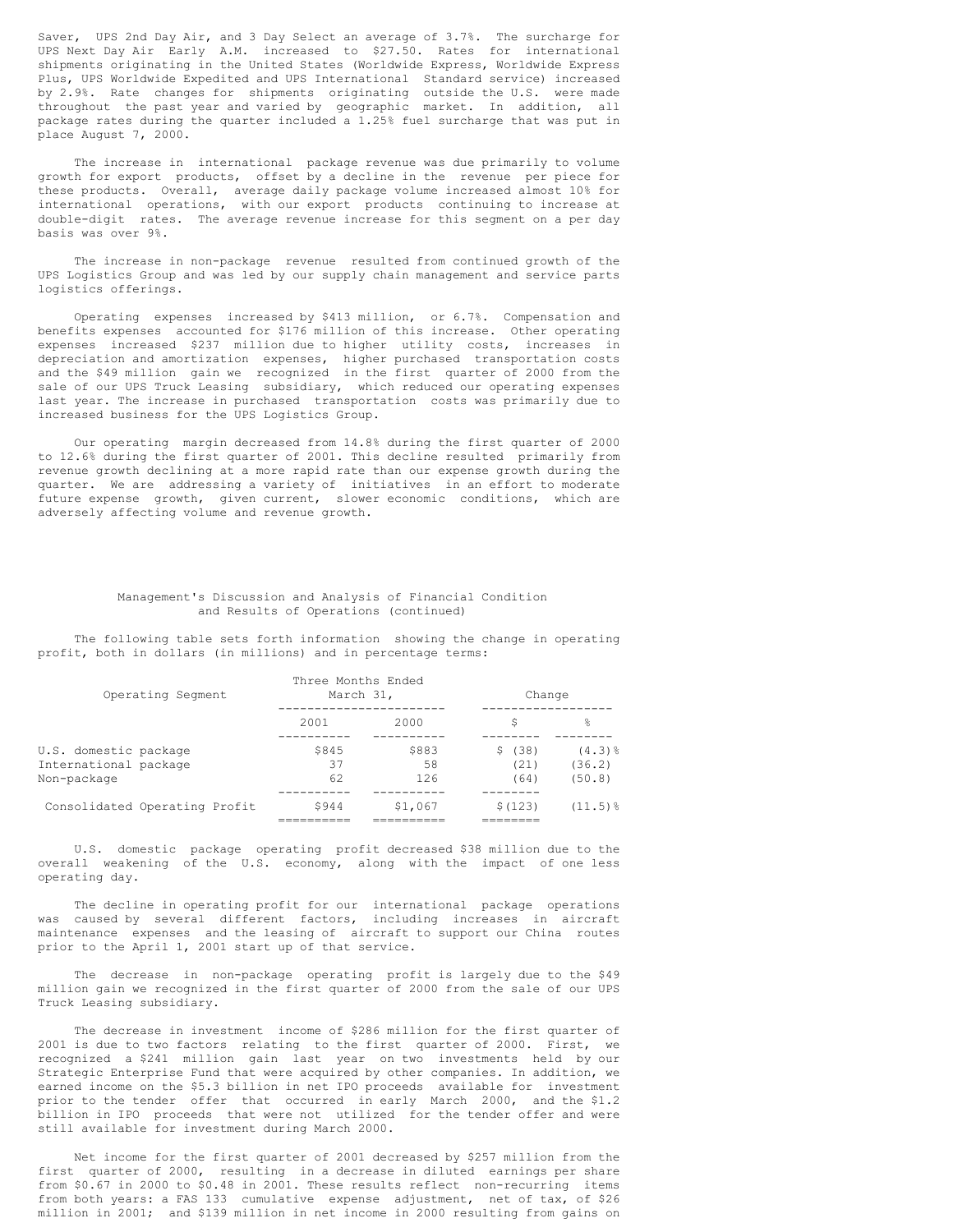Saver, UPS 2nd Day Air, and 3 Day Select an average of 3.7%. The surcharge for UPS Next Day Air Early A.M. increased to $27.50. Rates for international shipments originating in the United States (Worldwide Express, Worldwide Express Plus, UPS Worldwide Expedited and UPS International Standard service) increased by 2.9%. Rate changes for shipments originating outside the U.S. were made throughout the past year and varied by geographic market. In addition, all package rates during the quarter included a 1.25% fuel surcharge that was put in place August 7, 2000.

The increase in international package revenue was due primarily to volume growth for export products, offset by a decline in the revenue per piece for these products. Overall, average daily package volume increased almost 10% for international operations, with our export products continuing to increase at double-digit rates. The average revenue increase for this segment on a per day basis was over 9%.

The increase in non-package revenue resulted from continued growth of the UPS Logistics Group and was led by our supply chain management and service parts logistics offerings.

Operating expenses increased by $413 million, or 6.7%. Compensation and benefits expenses accounted for $176 million of this increase. Other operating expenses increased $237 million due to higher utility costs, increases in depreciation and amortization expenses, higher purchased transportation costs and the $49 million gain we recognized in the first quarter of 2000 from the sale of our UPS Truck Leasing subsidiary, which reduced our operating expenses last year. The increase in purchased transportation costs was primarily due to increased business for the UPS Logistics Group.

Our operating margin decreased from 14.8% during the first quarter of 2000 to 12.6% during the first quarter of 2001. This decline resulted primarily from revenue growth declining at a more rapid rate than our expense growth during the quarter. We are addressing a variety of initiatives in an effort to moderate future expense growth, given current, slower economic conditions, which are adversely affecting volume and revenue growth.

## Management's Discussion and Analysis of Financial Condition and Results of Operations (continued)

The following table sets forth information showing the change in operating profit, both in dollars (in millions) and in percentage terms:

| Operating Segment | Three Months Ended March 31, 2001 | 2000 | Change $ | % |
|---|---|---|---|---|
| U.S. domestic package | $845 | $883 | $ (38) | (4.3)% |
| International package | 37 | 58 | (21) | (36.2) |
| Non-package | 62 | 126 | (64) | (50.8) |
| Consolidated Operating Profit | $944 | $1,067 | $(123) | (11.5)% |

U.S. domestic package operating profit decreased $38 million due to the overall weakening of the U.S. economy, along with the impact of one less operating day.

The decline in operating profit for our international package operations was caused by several different factors, including increases in aircraft maintenance expenses and the leasing of aircraft to support our China routes prior to the April 1, 2001 start up of that service.

The decrease in non-package operating profit is largely due to the $49 million gain we recognized in the first quarter of 2000 from the sale of our UPS Truck Leasing subsidiary.

The decrease in investment income of $286 million for the first quarter of 2001 is due to two factors relating to the first quarter of 2000. First, we recognized a $241 million gain last year on two investments held by our Strategic Enterprise Fund that were acquired by other companies. In addition, we earned income on the $5.3 billion in net IPO proceeds available for investment prior to the tender offer that occurred in early March 2000, and the $1.2 billion in IPO proceeds that were not utilized for the tender offer and were still available for investment during March 2000.

Net income for the first quarter of 2001 decreased by $257 million from the first quarter of 2000, resulting in a decrease in diluted earnings per share from $0.67 in 2000 to $0.48 in 2001. These results reflect non-recurring items from both years: a FAS 133 cumulative expense adjustment, net of tax, of $26 million in 2001; and $139 million in net income in 2000 resulting from gains on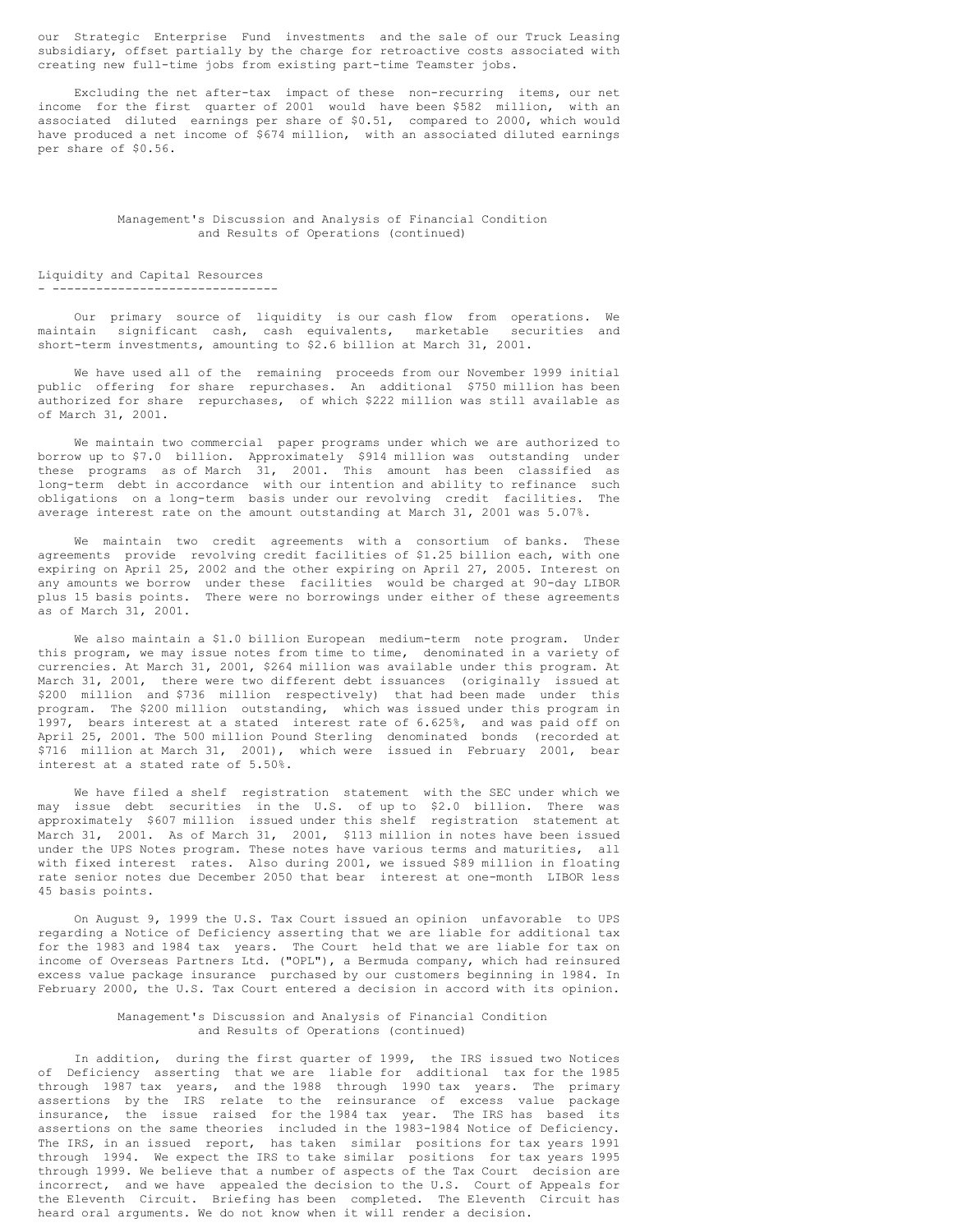our Strategic Enterprise Fund investments and the sale of our Truck Leasing subsidiary, offset partially by the charge for retroactive costs associated with creating new full-time jobs from existing part-time Teamster jobs.

Excluding the net after-tax impact of these non-recurring items, our net income for the first quarter of 2001 would have been $582 million, with an associated diluted earnings per share of $0.51, compared to 2000, which would have produced a net income of $674 million, with an associated diluted earnings per share of $0.56.

Management's Discussion and Analysis of Financial Condition and Results of Operations (continued)

## Liquidity and Capital Resources

Our primary source of liquidity is our cash flow from operations. We maintain significant cash, cash equivalents, marketable securities and short-term investments, amounting to $2.6 billion at March 31, 2001.

We have used all of the remaining proceeds from our November 1999 initial public offering for share repurchases. An additional $750 million has been authorized for share repurchases, of which $222 million was still available as of March 31, 2001.

We maintain two commercial paper programs under which we are authorized to borrow up to $7.0 billion. Approximately $914 million was outstanding under these programs as of March 31, 2001. This amount has been classified as long-term debt in accordance with our intention and ability to refinance such obligations on a long-term basis under our revolving credit facilities. The average interest rate on the amount outstanding at March 31, 2001 was 5.07%.

We maintain two credit agreements with a consortium of banks. These agreements provide revolving credit facilities of $1.25 billion each, with one expiring on April 25, 2002 and the other expiring on April 27, 2005. Interest on any amounts we borrow under these facilities would be charged at 90-day LIBOR plus 15 basis points. There were no borrowings under either of these agreements as of March 31, 2001.

We also maintain a $1.0 billion European medium-term note program. Under this program, we may issue notes from time to time, denominated in a variety of currencies. At March 31, 2001, $264 million was available under this program. At March 31, 2001, there were two different debt issuances (originally issued at $200 million and $736 million respectively) that had been made under this program. The $200 million outstanding, which was issued under this program in 1997, bears interest at a stated interest rate of 6.625%, and was paid off on April 25, 2001. The 500 million Pound Sterling denominated bonds (recorded at $716 million at March 31, 2001), which were issued in February 2001, bear interest at a stated rate of 5.50%.

We have filed a shelf registration statement with the SEC under which we may issue debt securities in the U.S. of up to $2.0 billion. There was approximately $607 million issued under this shelf registration statement at March 31, 2001. As of March 31, 2001, $113 million in notes have been issued under the UPS Notes program. These notes have various terms and maturities, all with fixed interest rates. Also during 2001, we issued $89 million in floating rate senior notes due December 2050 that bear interest at one-month LIBOR less 45 basis points.

On August 9, 1999 the U.S. Tax Court issued an opinion unfavorable to UPS regarding a Notice of Deficiency asserting that we are liable for additional tax for the 1983 and 1984 tax years. The Court held that we are liable for tax on income of Overseas Partners Ltd. ("OPL"), a Bermuda company, which had reinsured excess value package insurance purchased by our customers beginning in 1984. In February 2000, the U.S. Tax Court entered a decision in accord with its opinion.

Management's Discussion and Analysis of Financial Condition and Results of Operations (continued)

In addition, during the first quarter of 1999, the IRS issued two Notices of Deficiency asserting that we are liable for additional tax for the 1985 through 1987 tax years, and the 1988 through 1990 tax years. The primary assertions by the IRS relate to the reinsurance of excess value package insurance, the issue raised for the 1984 tax year. The IRS has based its assertions on the same theories included in the 1983-1984 Notice of Deficiency. The IRS, in an issued report, has taken similar positions for tax years 1991 through 1994. We expect the IRS to take similar positions for tax years 1995 through 1999. We believe that a number of aspects of the Tax Court decision are incorrect, and we have appealed the decision to the U.S. Court of Appeals for the Eleventh Circuit. Briefing has been completed. The Eleventh Circuit has heard oral arguments. We do not know when it will render a decision.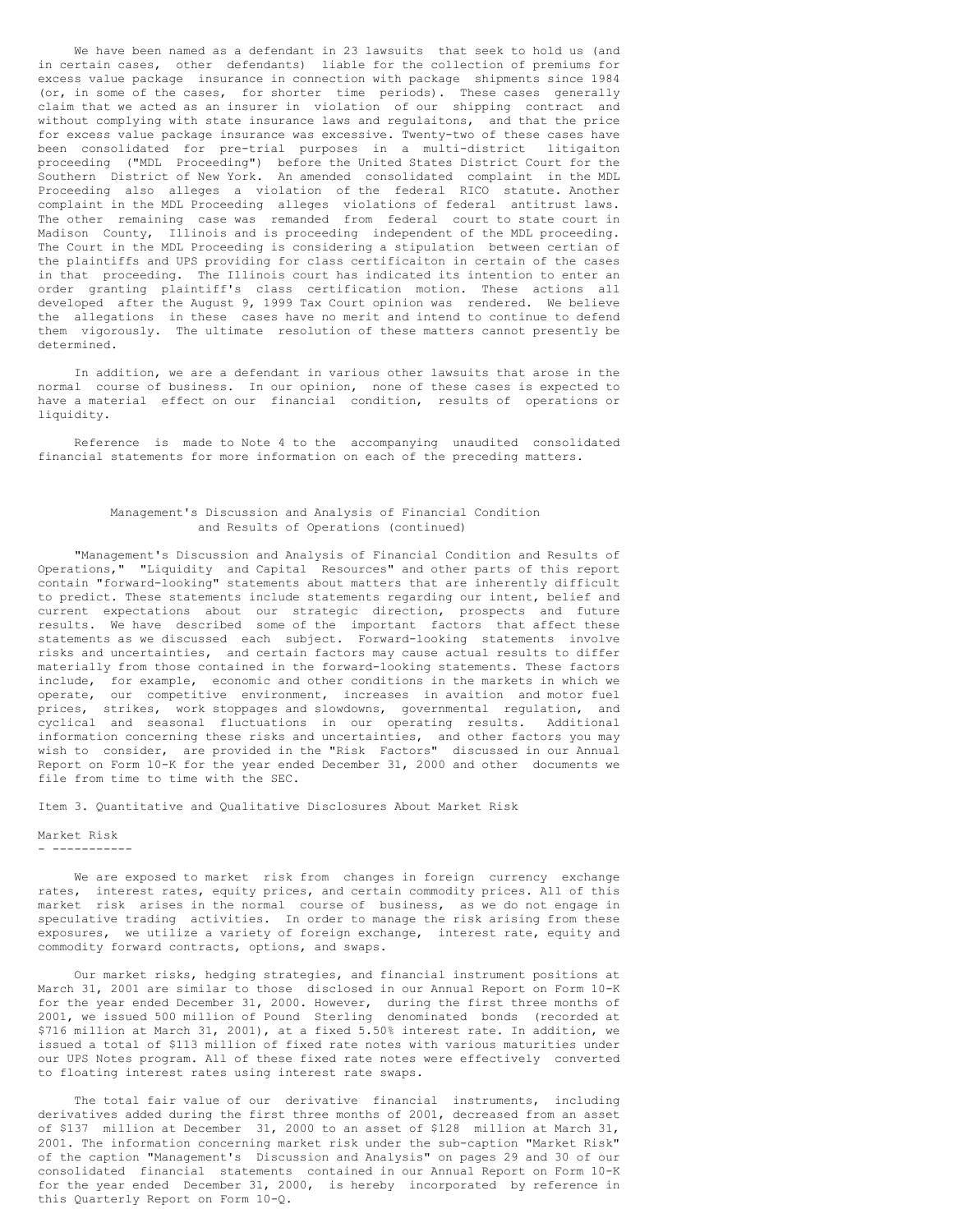We have been named as a defendant in 23 lawsuits that seek to hold us (and in certain cases, other defendants) liable for the collection of premiums for excess value package insurance in connection with package shipments since 1984 (or, in some of the cases, for shorter time periods). These cases generally claim that we acted as an insurer in violation of our shipping contract and without complying with state insurance laws and regulaitons, and that the price for excess value package insurance was excessive. Twenty-two of these cases have been consolidated for pre-trial purposes in a multi-district litigaiton proceeding ("MDL Proceeding") before the United States District Court for the Southern District of New York. An amended consolidated complaint in the MDL Proceeding also alleges a violation of the federal RICO statute. Another complaint in the MDL Proceeding alleges violations of federal antitrust laws. The other remaining case was remanded from federal court to state court in Madison County, Illinois and is proceeding independent of the MDL proceeding. The Court in the MDL Proceeding is considering a stipulation between certian of the plaintiffs and UPS providing for class certificaiton in certain of the cases in that proceeding. The Illinois court has indicated its intention to enter an order granting plaintiff's class certification motion. These actions all developed after the August 9, 1999 Tax Court opinion was rendered. We believe the allegations in these cases have no merit and intend to continue to defend them vigorously. The ultimate resolution of these matters cannot presently be determined.

In addition, we are a defendant in various other lawsuits that arose in the normal course of business. In our opinion, none of these cases is expected to have a material effect on our financial condition, results of operations or liquidity.

Reference is made to Note 4 to the accompanying unaudited consolidated financial statements for more information on each of the preceding matters.

## Management's Discussion and Analysis of Financial Condition and Results of Operations (continued)

"Management's Discussion and Analysis of Financial Condition and Results of Operations," "Liquidity and Capital Resources" and other parts of this report contain "forward-looking" statements about matters that are inherently difficult to predict. These statements include statements regarding our intent, belief and current expectations about our strategic direction, prospects and future results. We have described some of the important factors that affect these statements as we discussed each subject. Forward-looking statements involve risks and uncertainties, and certain factors may cause actual results to differ materially from those contained in the forward-looking statements. These factors include, for example, economic and other conditions in the markets in which we operate, our competitive environment, increases in avaition and motor fuel prices, strikes, work stoppages and slowdowns, governmental regulation, and cyclical and seasonal fluctuations in our operating results. Additional information concerning these risks and uncertainties, and other factors you may wish to consider, are provided in the "Risk Factors" discussed in our Annual Report on Form 10-K for the year ended December 31, 2000 and other documents we file from time to time with the SEC.

## Item 3. Quantitative and Qualitative Disclosures About Market Risk

### Market Risk

We are exposed to market risk from changes in foreign currency exchange rates, interest rates, equity prices, and certain commodity prices. All of this market risk arises in the normal course of business, as we do not engage in speculative trading activities. In order to manage the risk arising from these exposures, we utilize a variety of foreign exchange, interest rate, equity and commodity forward contracts, options, and swaps.

Our market risks, hedging strategies, and financial instrument positions at March 31, 2001 are similar to those disclosed in our Annual Report on Form 10-K for the year ended December 31, 2000. However, during the first three months of 2001, we issued 500 million of Pound Sterling denominated bonds (recorded at $716 million at March 31, 2001), at a fixed 5.50% interest rate. In addition, we issued a total of $113 million of fixed rate notes with various maturities under our UPS Notes program. All of these fixed rate notes were effectively converted to floating interest rates using interest rate swaps.

The total fair value of our derivative financial instruments, including derivatives added during the first three months of 2001, decreased from an asset of $137 million at December 31, 2000 to an asset of $128 million at March 31, 2001. The information concerning market risk under the sub-caption "Market Risk" of the caption "Management's Discussion and Analysis" on pages 29 and 30 of our consolidated financial statements contained in our Annual Report on Form 10-K for the year ended December 31, 2000, is hereby incorporated by reference in this Quarterly Report on Form 10-Q.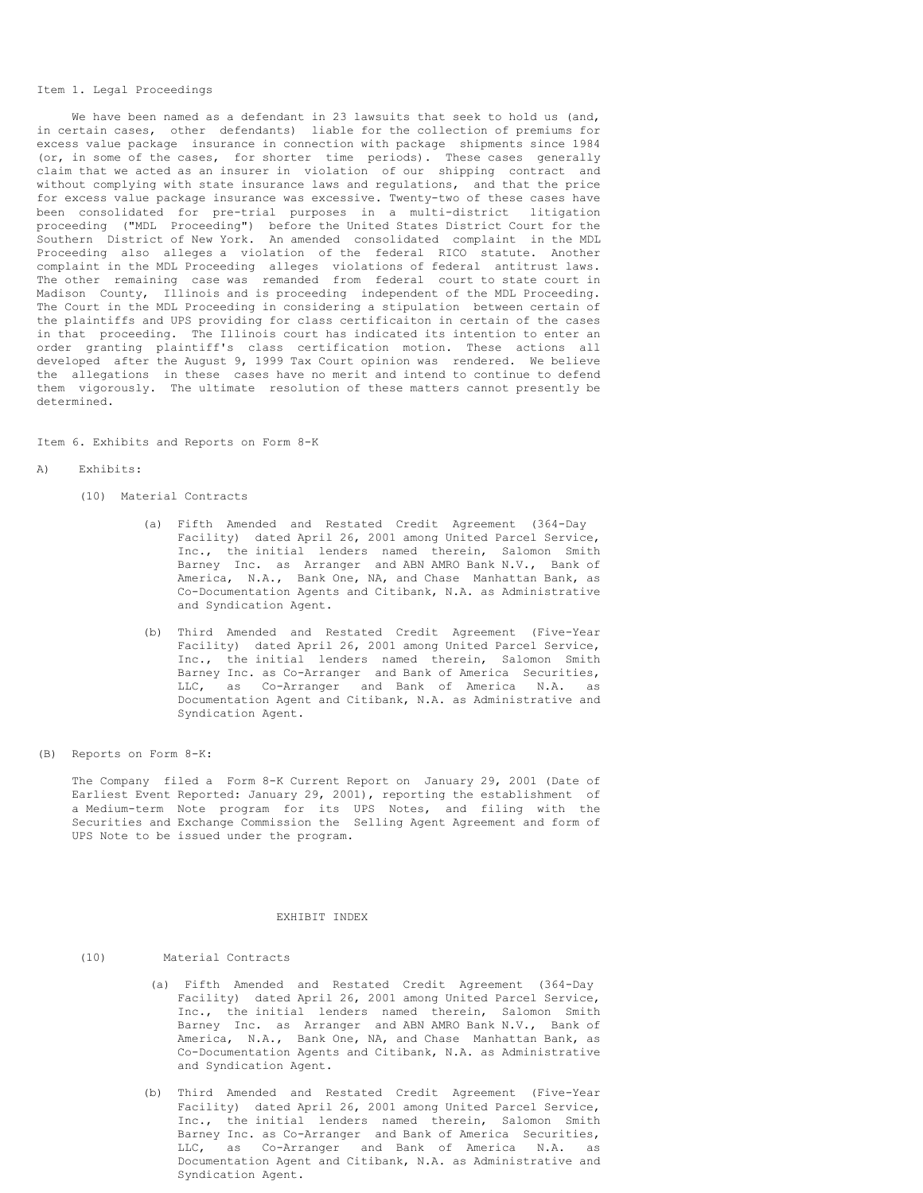## Item 1. Legal Proceedings

We have been named as a defendant in 23 lawsuits that seek to hold us (and, in certain cases, other defendants) liable for the collection of premiums for excess value package insurance in connection with package shipments since 1984 (or, in some of the cases, for shorter time periods). These cases generally claim that we acted as an insurer in violation of our shipping contract and without complying with state insurance laws and regulations, and that the price for excess value package insurance was excessive. Twenty-two of these cases have been consolidated for pre-trial purposes in a multi-district litigation proceeding ("MDL Proceeding") before the United States District Court for the Southern District of New York. An amended consolidated complaint in the MDL Proceeding also alleges a violation of the federal RICO statute. Another complaint in the MDL Proceeding alleges violations of federal antitrust laws. The other remaining case was remanded from federal court to state court in Madison County, Illinois and is proceeding independent of the MDL Proceeding. The Court in the MDL Proceeding in considering a stipulation between certain of the plaintiffs and UPS providing for class certificaiton in certain of the cases in that proceeding. The Illinois court has indicated its intention to enter an order granting plaintiff's class certification motion. These actions all developed after the August 9, 1999 Tax Court opinion was rendered. We believe the allegations in these cases have no merit and intend to continue to defend them vigorously. The ultimate resolution of these matters cannot presently be determined.

## Item 6. Exhibits and Reports on Form 8-K

A) Exhibits:

(10) Material Contracts

(a) Fifth Amended and Restated Credit Agreement (364-Day Facility) dated April 26, 2001 among United Parcel Service, Inc., the initial lenders named therein, Salomon Smith Barney Inc. as Arranger and ABN AMRO Bank N.V., Bank of America, N.A., Bank One, NA, and Chase Manhattan Bank, as Co-Documentation Agents and Citibank, N.A. as Administrative and Syndication Agent.

(b) Third Amended and Restated Credit Agreement (Five-Year Facility) dated April 26, 2001 among United Parcel Service, Inc., the initial lenders named therein, Salomon Smith Barney Inc. as Co-Arranger and Bank of America Securities, LLC, as Co-Arranger and Bank of America N.A. as Documentation Agent and Citibank, N.A. as Administrative and Syndication Agent.

(B) Reports on Form 8-K:

The Company filed a Form 8-K Current Report on January 29, 2001 (Date of Earliest Event Reported: January 29, 2001), reporting the establishment of a Medium-term Note program for its UPS Notes, and filing with the Securities and Exchange Commission the Selling Agent Agreement and form of UPS Note to be issued under the program.

## EXHIBIT INDEX

(10) Material Contracts

(a) Fifth Amended and Restated Credit Agreement (364-Day Facility) dated April 26, 2001 among United Parcel Service, Inc., the initial lenders named therein, Salomon Smith Barney Inc. as Arranger and ABN AMRO Bank N.V., Bank of America, N.A., Bank One, NA, and Chase Manhattan Bank, as Co-Documentation Agents and Citibank, N.A. as Administrative and Syndication Agent.

(b) Third Amended and Restated Credit Agreement (Five-Year Facility) dated April 26, 2001 among United Parcel Service, Inc., the initial lenders named therein, Salomon Smith Barney Inc. as Co-Arranger and Bank of America Securities, LLC, as Co-Arranger and Bank of America N.A. as Documentation Agent and Citibank, N.A. as Administrative and Syndication Agent.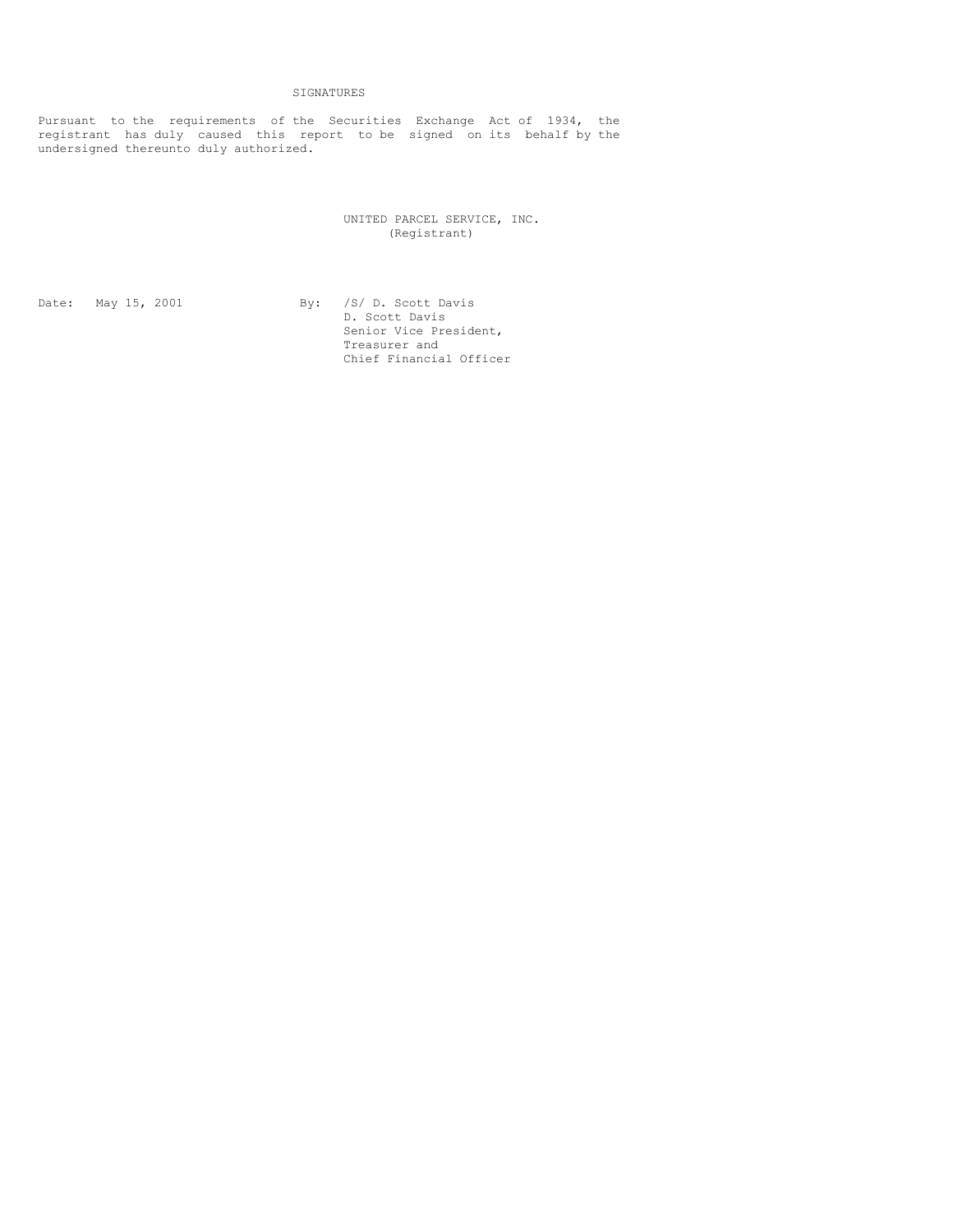# SIGNATURES

Pursuant to the requirements of the Securities Exchange Act of 1934, the registrant has duly caused this report to be signed on its behalf by the undersigned thereunto duly authorized.

UNITED PARCEL SERVICE, INC.
(Registrant)

Date: May 15, 2001

By: /S/ D. Scott Davis
D. Scott Davis
Senior Vice President,
Treasurer and
Chief Financial Officer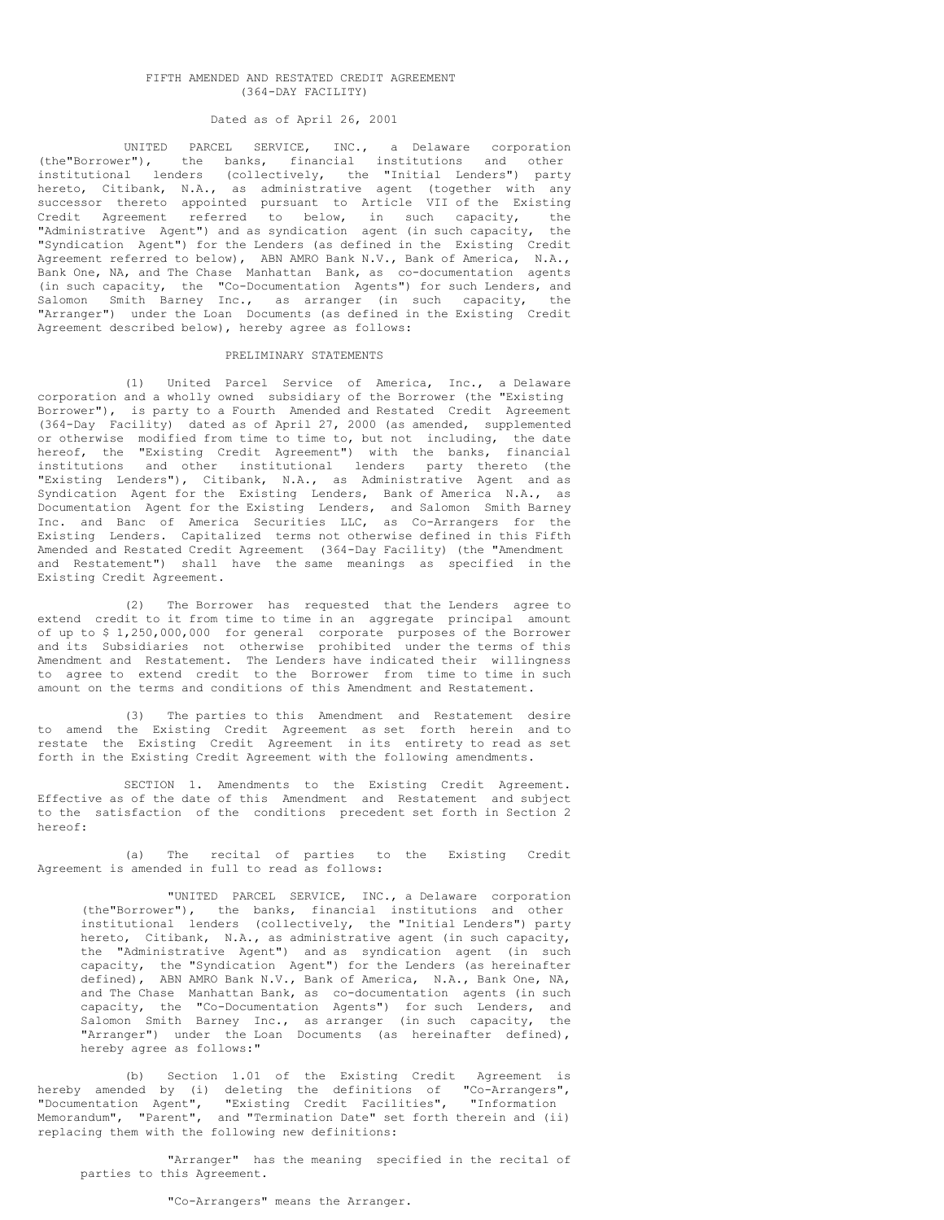FIFTH AMENDED AND RESTATED CREDIT AGREEMENT
(364-DAY FACILITY)

Dated as of April 26, 2001

UNITED PARCEL SERVICE, INC., a Delaware corporation (the"Borrower"), the banks, financial institutions and other institutional lenders (collectively, the "Initial Lenders") party hereto, Citibank, N.A., as administrative agent (together with any successor thereto appointed pursuant to Article VII of the Existing Credit Agreement referred to below, in such capacity, the "Administrative Agent") and as syndication agent (in such capacity, the "Syndication Agent") for the Lenders (as defined in the Existing Credit Agreement referred to below), ABN AMRO Bank N.V., Bank of America, N.A., Bank One, NA, and The Chase Manhattan Bank, as co-documentation agents (in such capacity, the "Co-Documentation Agents") for such Lenders, and Salomon Smith Barney Inc., as arranger (in such capacity, the "Arranger") under the Loan Documents (as defined in the Existing Credit Agreement described below), hereby agree as follows:

PRELIMINARY STATEMENTS

(1) United Parcel Service of America, Inc., a Delaware corporation and a wholly owned subsidiary of the Borrower (the "Existing Borrower"), is party to a Fourth Amended and Restated Credit Agreement (364-Day Facility) dated as of April 27, 2000 (as amended, supplemented or otherwise modified from time to time to, but not including, the date hereof, the "Existing Credit Agreement") with the banks, financial institutions and other institutional lenders party thereto (the "Existing Lenders"), Citibank, N.A., as Administrative Agent and as Syndication Agent for the Existing Lenders, Bank of America N.A., as Documentation Agent for the Existing Lenders, and Salomon Smith Barney Inc. and Banc of America Securities LLC, as Co-Arrangers for the Existing Lenders. Capitalized terms not otherwise defined in this Fifth Amended and Restated Credit Agreement (364-Day Facility) (the "Amendment and Restatement") shall have the same meanings as specified in the Existing Credit Agreement.

(2) The Borrower has requested that the Lenders agree to extend credit to it from time to time in an aggregate principal amount of up to $ 1,250,000,000 for general corporate purposes of the Borrower and its Subsidiaries not otherwise prohibited under the terms of this Amendment and Restatement. The Lenders have indicated their willingness to agree to extend credit to the Borrower from time to time in such amount on the terms and conditions of this Amendment and Restatement.

(3) The parties to this Amendment and Restatement desire to amend the Existing Credit Agreement as set forth herein and to restate the Existing Credit Agreement in its entirety to read as set forth in the Existing Credit Agreement with the following amendments.

SECTION 1. Amendments to the Existing Credit Agreement. Effective as of the date of this Amendment and Restatement and subject to the satisfaction of the conditions precedent set forth in Section 2 hereof:

(a) The recital of parties to the Existing Credit Agreement is amended in full to read as follows:

> "UNITED PARCEL SERVICE, INC., a Delaware corporation (the"Borrower"), the banks, financial institutions and other institutional lenders (collectively, the "Initial Lenders") party hereto, Citibank, N.A., as administrative agent (in such capacity, the "Administrative Agent") and as syndication agent (in such capacity, the "Syndication Agent") for the Lenders (as hereinafter defined), ABN AMRO Bank N.V., Bank of America, N.A., Bank One, NA, and The Chase Manhattan Bank, as co-documentation agents (in such capacity, the "Co-Documentation Agents") for such Lenders, and Salomon Smith Barney Inc., as arranger (in such capacity, the "Arranger") under the Loan Documents (as hereinafter defined), hereby agree as follows:"

(b) Section 1.01 of the Existing Credit Agreement is hereby amended by (i) deleting the definitions of "Co-Arrangers", "Documentation Agent", "Existing Credit Facilities", "Information Memorandum", "Parent", and "Termination Date" set forth therein and (ii) replacing them with the following new definitions:

> "Arranger" has the meaning specified in the recital of parties to this Agreement.
>
> "Co-Arrangers" means the Arranger.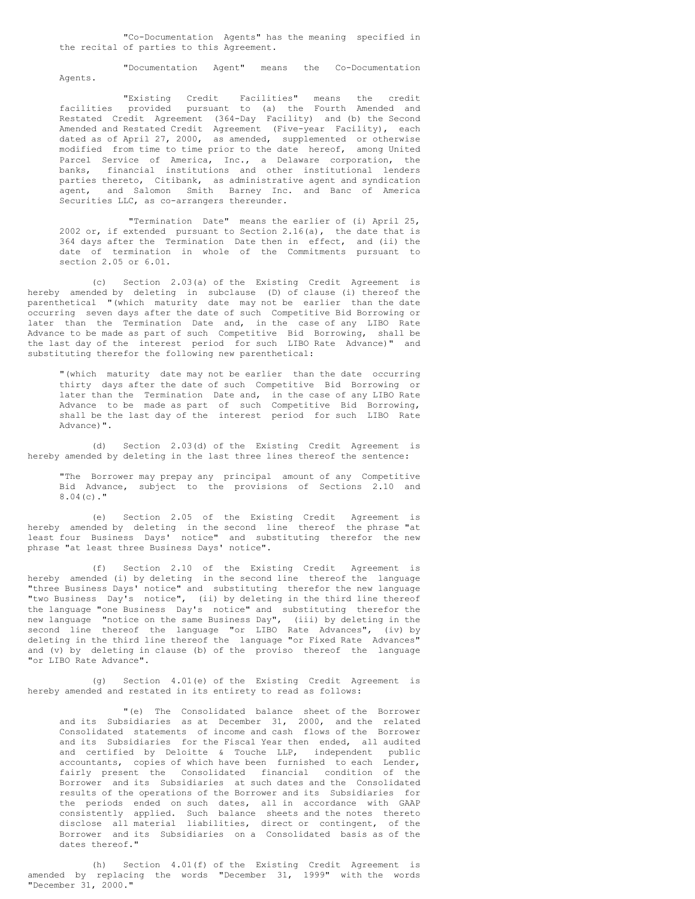"Co-Documentation Agents" has the meaning specified in the recital of parties to this Agreement.

"Documentation Agent" means the Co-Documentation Agents.

"Existing Credit Facilities" means the credit facilities provided pursuant to (a) the Fourth Amended and Restated Credit Agreement (364-Day Facility) and (b) the Second Amended and Restated Credit Agreement (Five-year Facility), each dated as of April 27, 2000, as amended, supplemented or otherwise modified from time to time prior to the date hereof, among United Parcel Service of America, Inc., a Delaware corporation, the banks, financial institutions and other institutional lenders parties thereto, Citibank, as administrative agent and syndication agent, and Salomon Smith Barney Inc. and Banc of America Securities LLC, as co-arrangers thereunder.

"Termination Date" means the earlier of (i) April 25, 2002 or, if extended pursuant to Section 2.16(a), the date that is 364 days after the Termination Date then in effect, and (ii) the date of termination in whole of the Commitments pursuant to section 2.05 or 6.01.

(c) Section 2.03(a) of the Existing Credit Agreement is hereby amended by deleting in subclause (D) of clause (i) thereof the parenthetical "(which maturity date may not be earlier than the date occurring seven days after the date of such Competitive Bid Borrowing or later than the Termination Date and, in the case of any LIBO Rate Advance to be made as part of such Competitive Bid Borrowing, shall be the last day of the interest period for such LIBO Rate Advance)" and substituting therefor the following new parenthetical:

> "(which maturity date may not be earlier than the date occurring thirty days after the date of such Competitive Bid Borrowing or later than the Termination Date and, in the case of any LIBO Rate Advance to be made as part of such Competitive Bid Borrowing, shall be the last day of the interest period for such LIBO Rate Advance)".

(d) Section 2.03(d) of the Existing Credit Agreement is hereby amended by deleting in the last three lines thereof the sentence:

> "The Borrower may prepay any principal amount of any Competitive Bid Advance, subject to the provisions of Sections 2.10 and 8.04(c)."

(e) Section 2.05 of the Existing Credit Agreement is hereby amended by deleting in the second line thereof the phrase "at least four Business Days' notice" and substituting therefor the new phrase "at least three Business Days' notice".

(f) Section 2.10 of the Existing Credit Agreement is hereby amended (i) by deleting in the second line thereof the language "three Business Days' notice" and substituting therefor the new language "two Business Day's notice", (ii) by deleting in the third line thereof the language "one Business Day's notice" and substituting therefor the new language "notice on the same Business Day", (iii) by deleting in the second line thereof the language "or LIBO Rate Advances", (iv) by deleting in the third line thereof the language "or Fixed Rate Advances" and (v) by deleting in clause (b) of the proviso thereof the language "or LIBO Rate Advance".

(g) Section 4.01(e) of the Existing Credit Agreement is hereby amended and restated in its entirety to read as follows:

> "(e) The Consolidated balance sheet of the Borrower and its Subsidiaries as at December 31, 2000, and the related Consolidated statements of income and cash flows of the Borrower and its Subsidiaries for the Fiscal Year then ended, all audited and certified by Deloitte & Touche LLP, independent public accountants, copies of which have been furnished to each Lender, fairly present the Consolidated financial condition of the Borrower and its Subsidiaries at such dates and the Consolidated results of the operations of the Borrower and its Subsidiaries for the periods ended on such dates, all in accordance with GAAP consistently applied. Such balance sheets and the notes thereto disclose all material liabilities, direct or contingent, of the Borrower and its Subsidiaries on a Consolidated basis as of the dates thereof."

(h) Section 4.01(f) of the Existing Credit Agreement is amended by replacing the words "December 31, 1999" with the words "December 31, 2000."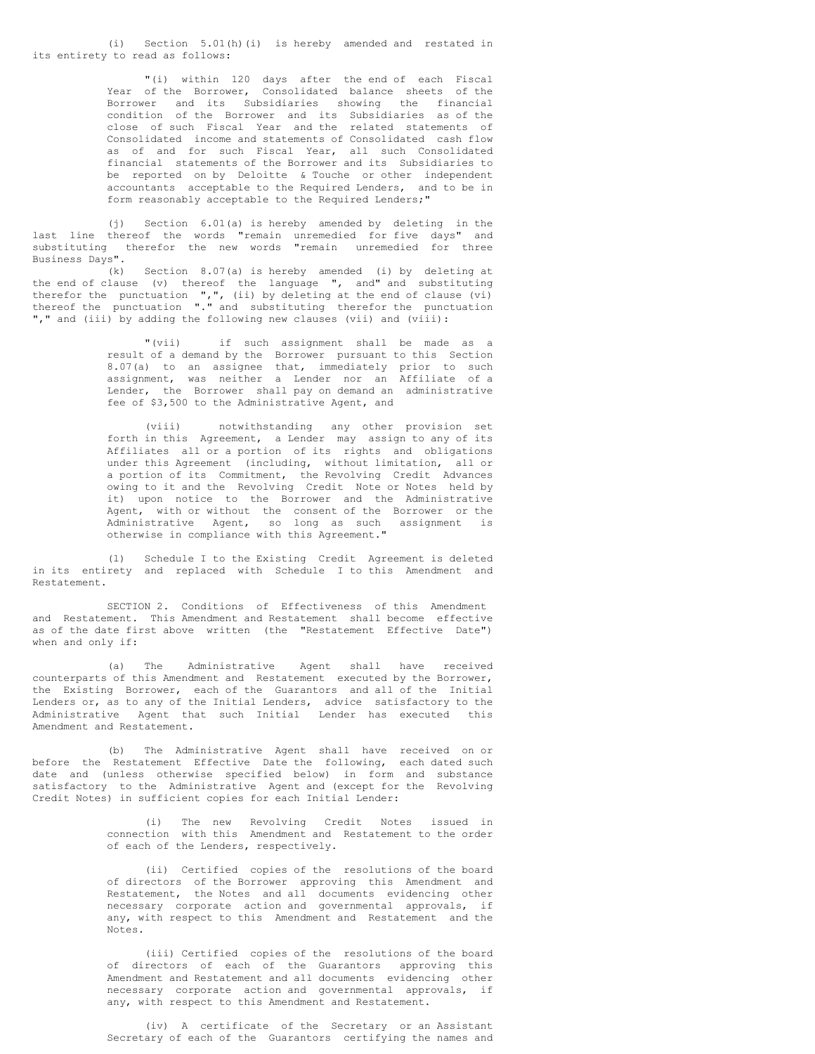(i) Section 5.01(h)(i) is hereby amended and restated in its entirety to read as follows:

> "(i) within 120 days after the end of each Fiscal Year of the Borrower, Consolidated balance sheets of the Borrower and its Subsidiaries showing the financial condition of the Borrower and its Subsidiaries as of the close of such Fiscal Year and the related statements of Consolidated income and statements of Consolidated cash flow as of and for such Fiscal Year, all such Consolidated financial statements of the Borrower and its Subsidiaries to be reported on by Deloitte & Touche or other independent accountants acceptable to the Required Lenders, and to be in form reasonably acceptable to the Required Lenders;"

(j) Section 6.01(a) is hereby amended by deleting in the last line thereof the words "remain unremedied for five days" and substituting therefor the new words "remain unremedied for three Business Days".

(k) Section 8.07(a) is hereby amended (i) by deleting at the end of clause (v) thereof the language ", and" and substituting therefor the punctuation ",", (ii) by deleting at the end of clause (vi) thereof the punctuation "." and substituting therefor the punctuation "," and (iii) by adding the following new clauses (vii) and (viii):

> "(vii) if such assignment shall be made as a result of a demand by the Borrower pursuant to this Section 8.07(a) to an assignee that, immediately prior to such assignment, was neither a Lender nor an Affiliate of a Lender, the Borrower shall pay on demand an administrative fee of $3,500 to the Administrative Agent, and
>
> (viii) notwithstanding any other provision set forth in this Agreement, a Lender may assign to any of its Affiliates all or a portion of its rights and obligations under this Agreement (including, without limitation, all or a portion of its Commitment, the Revolving Credit Advances owing to it and the Revolving Credit Note or Notes held by it) upon notice to the Borrower and the Administrative Agent, with or without the consent of the Borrower or the Administrative Agent, so long as such assignment is otherwise in compliance with this Agreement."

(l) Schedule I to the Existing Credit Agreement is deleted in its entirety and replaced with Schedule I to this Amendment and Restatement.

SECTION 2. Conditions of Effectiveness of this Amendment and Restatement. This Amendment and Restatement shall become effective as of the date first above written (the "Restatement Effective Date") when and only if:

(a) The Administrative Agent shall have received counterparts of this Amendment and Restatement executed by the Borrower, the Existing Borrower, each of the Guarantors and all of the Initial Lenders or, as to any of the Initial Lenders, advice satisfactory to the Administrative Agent that such Initial Lender has executed this Amendment and Restatement.

(b) The Administrative Agent shall have received on or before the Restatement Effective Date the following, each dated such date and (unless otherwise specified below) in form and substance satisfactory to the Administrative Agent and (except for the Revolving Credit Notes) in sufficient copies for each Initial Lender:

> (i) The new Revolving Credit Notes issued in connection with this Amendment and Restatement to the order of each of the Lenders, respectively.
>
> (ii) Certified copies of the resolutions of the board of directors of the Borrower approving this Amendment and Restatement, the Notes and all documents evidencing other necessary corporate action and governmental approvals, if any, with respect to this Amendment and Restatement and the Notes.
>
> (iii) Certified copies of the resolutions of the board of directors of each of the Guarantors approving this Amendment and Restatement and all documents evidencing other necessary corporate action and governmental approvals, if any, with respect to this Amendment and Restatement.
>
> (iv) A certificate of the Secretary or an Assistant Secretary of each of the Guarantors certifying the names and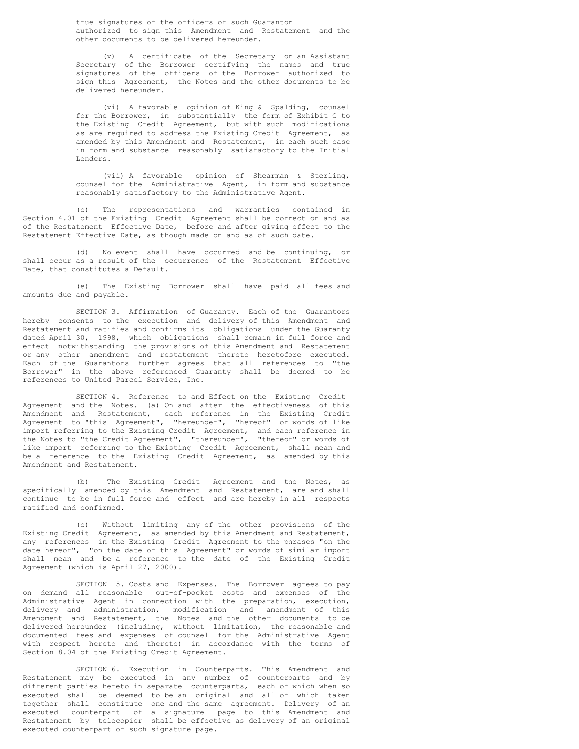true signatures of the officers of such Guarantor authorized to sign this Amendment and Restatement and the other documents to be delivered hereunder.

(v) A certificate of the Secretary or an Assistant Secretary of the Borrower certifying the names and true signatures of the officers of the Borrower authorized to sign this Agreement, the Notes and the other documents to be delivered hereunder.

(vi) A favorable opinion of King & Spalding, counsel for the Borrower, in substantially the form of Exhibit G to the Existing Credit Agreement, but with such modifications as are required to address the Existing Credit Agreement, as amended by this Amendment and Restatement, in each such case in form and substance reasonably satisfactory to the Initial Lenders.

(vii) A favorable opinion of Shearman & Sterling, counsel for the Administrative Agent, in form and substance reasonably satisfactory to the Administrative Agent.

(c) The representations and warranties contained in Section 4.01 of the Existing Credit Agreement shall be correct on and as of the Restatement Effective Date, before and after giving effect to the Restatement Effective Date, as though made on and as of such date.

(d) No event shall have occurred and be continuing, or shall occur as a result of the occurrence of the Restatement Effective Date, that constitutes a Default.

(e) The Existing Borrower shall have paid all fees and amounts due and payable.

SECTION 3. Affirmation of Guaranty. Each of the Guarantors hereby consents to the execution and delivery of this Amendment and Restatement and ratifies and confirms its obligations under the Guaranty dated April 30, 1998, which obligations shall remain in full force and effect notwithstanding the provisions of this Amendment and Restatement or any other amendment and restatement thereto heretofore executed. Each of the Guarantors further agrees that all references to "the Borrower" in the above referenced Guaranty shall be deemed to be references to United Parcel Service, Inc.

SECTION 4. Reference to and Effect on the Existing Credit Agreement and the Notes. (a) On and after the effectiveness of this Amendment and Restatement, each reference in the Existing Credit Agreement to "this Agreement", "hereunder", "hereof" or words of like import referring to the Existing Credit Agreement, and each reference in the Notes to "the Credit Agreement", "thereunder", "thereof" or words of like import referring to the Existing Credit Agreement, shall mean and be a reference to the Existing Credit Agreement, as amended by this Amendment and Restatement.

(b) The Existing Credit Agreement and the Notes, as specifically amended by this Amendment and Restatement, are and shall continue to be in full force and effect and are hereby in all respects ratified and confirmed.

(c) Without limiting any of the other provisions of the Existing Credit Agreement, as amended by this Amendment and Restatement, any references in the Existing Credit Agreement to the phrases "on the date hereof", "on the date of this Agreement" or words of similar import shall mean and be a reference to the date of the Existing Credit Agreement (which is April 27, 2000).

SECTION 5. Costs and Expenses. The Borrower agrees to pay on demand all reasonable out-of-pocket costs and expenses of the Administrative Agent in connection with the preparation, execution, delivery and administration, modification and amendment of this Amendment and Restatement, the Notes and the other documents to be delivered hereunder (including, without limitation, the reasonable and documented fees and expenses of counsel for the Administrative Agent with respect hereto and thereto) in accordance with the terms of Section 8.04 of the Existing Credit Agreement.

SECTION 6. Execution in Counterparts. This Amendment and Restatement may be executed in any number of counterparts and by different parties hereto in separate counterparts, each of which when so executed shall be deemed to be an original and all of which taken together shall constitute one and the same agreement. Delivery of an executed counterpart of a signature page to this Amendment and Restatement by telecopier shall be effective as delivery of an original executed counterpart of such signature page.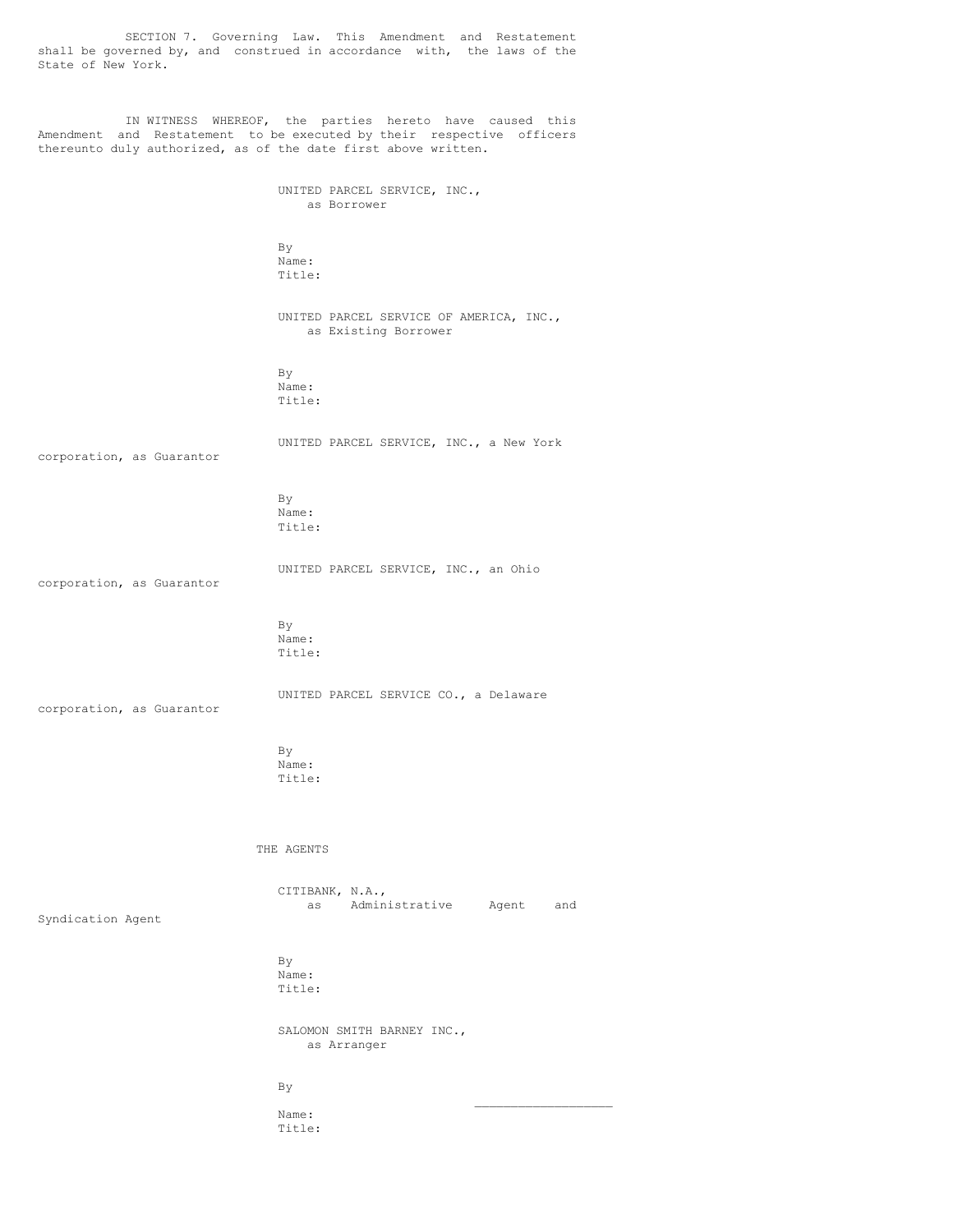SECTION 7. Governing Law. This Amendment and Restatement shall be governed by, and construed in accordance with, the laws of the State of New York.

IN WITNESS WHEREOF, the parties hereto have caused this Amendment and Restatement to be executed by their respective officers thereunto duly authorized, as of the date first above written.

UNITED PARCEL SERVICE, INC.,
as Borrower

By
Name:
Title:

UNITED PARCEL SERVICE OF AMERICA, INC.,
as Existing Borrower

By
Name:
Title:

UNITED PARCEL SERVICE, INC., a New York corporation, as Guarantor

By
Name:
Title:

UNITED PARCEL SERVICE, INC., an Ohio corporation, as Guarantor

By
Name:
Title:

UNITED PARCEL SERVICE CO., a Delaware corporation, as Guarantor

By
Name:
Title:

THE AGENTS

CITIBANK, N.A.,
as Administrative Agent and Syndication Agent

By
Name:
Title:

SALOMON SMITH BARNEY INC.,
as Arranger

By ___________________
Name:
Title: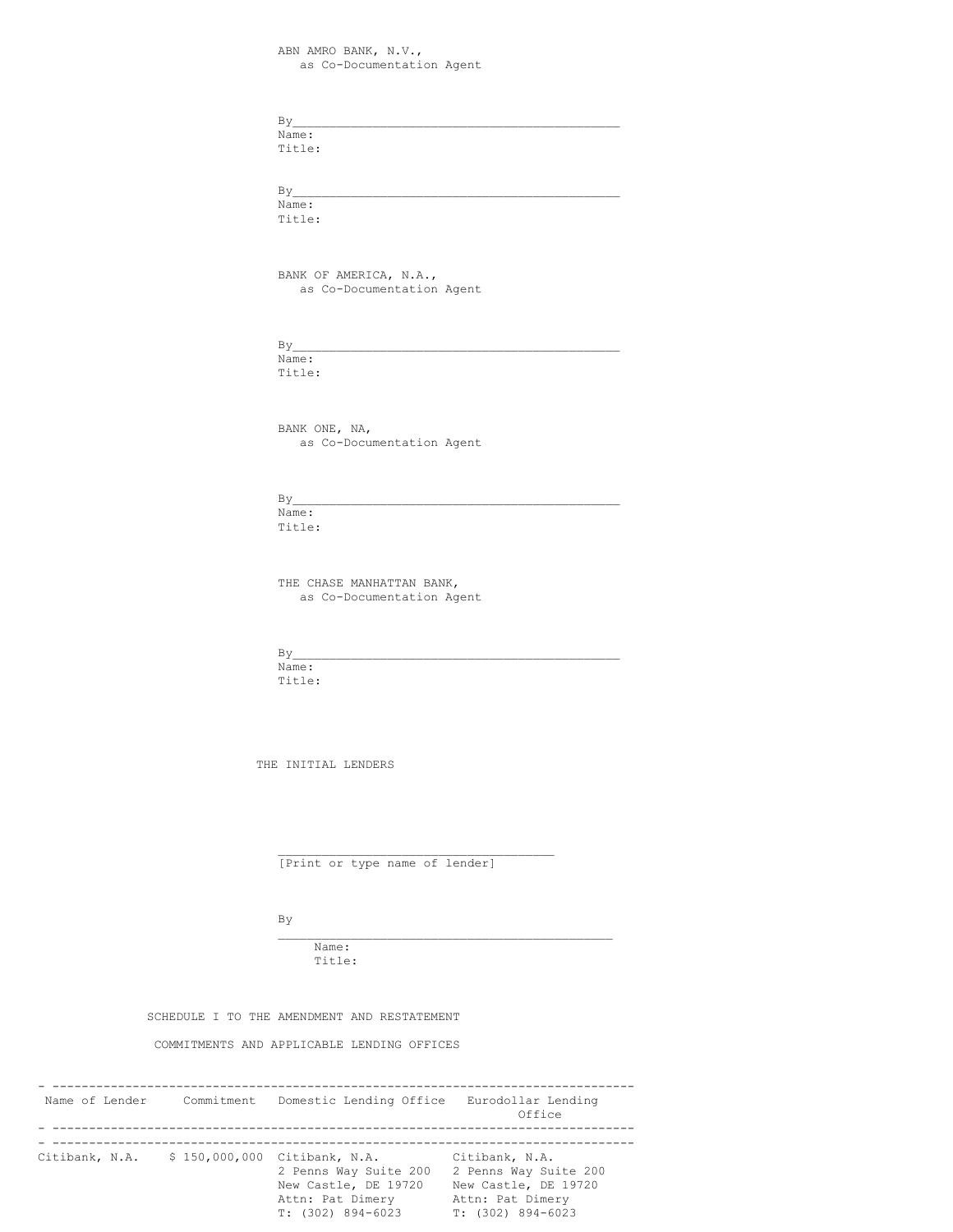ABN AMRO BANK, N.V.,
as Co-Documentation Agent

By_______________________________________________
Name:
Title:

By_______________________________________________
Name:
Title:

BANK OF AMERICA, N.A.,
as Co-Documentation Agent

By_______________________________________________
Name:
Title:

BANK ONE, NA,
as Co-Documentation Agent

By_______________________________________________
Name:
Title:

THE CHASE MANHATTAN BANK,
as Co-Documentation Agent

By_______________________________________________
Name:
Title:

THE INITIAL LENDERS

_____________________________________
[Print or type name of lender]

By
_____________________________________________
Name:
Title:

SCHEDULE I TO THE AMENDMENT AND RESTATEMENT

COMMITMENTS AND APPLICABLE LENDING OFFICES

| Name of Lender | Commitment | Domestic Lending Office | Eurodollar Lending Office |
| --- | --- | --- | --- |
| Citibank, N.A. | $ 150,000,000 | Citibank, N.A.<br>2 Penns Way Suite 200<br>New Castle, DE 19720<br>Attn: Pat Dimery<br>T: (302) 894-6023 | Citibank, N.A.<br>2 Penns Way Suite 200<br>New Castle, DE 19720<br>Attn: Pat Dimery<br>T: (302) 894-6023 |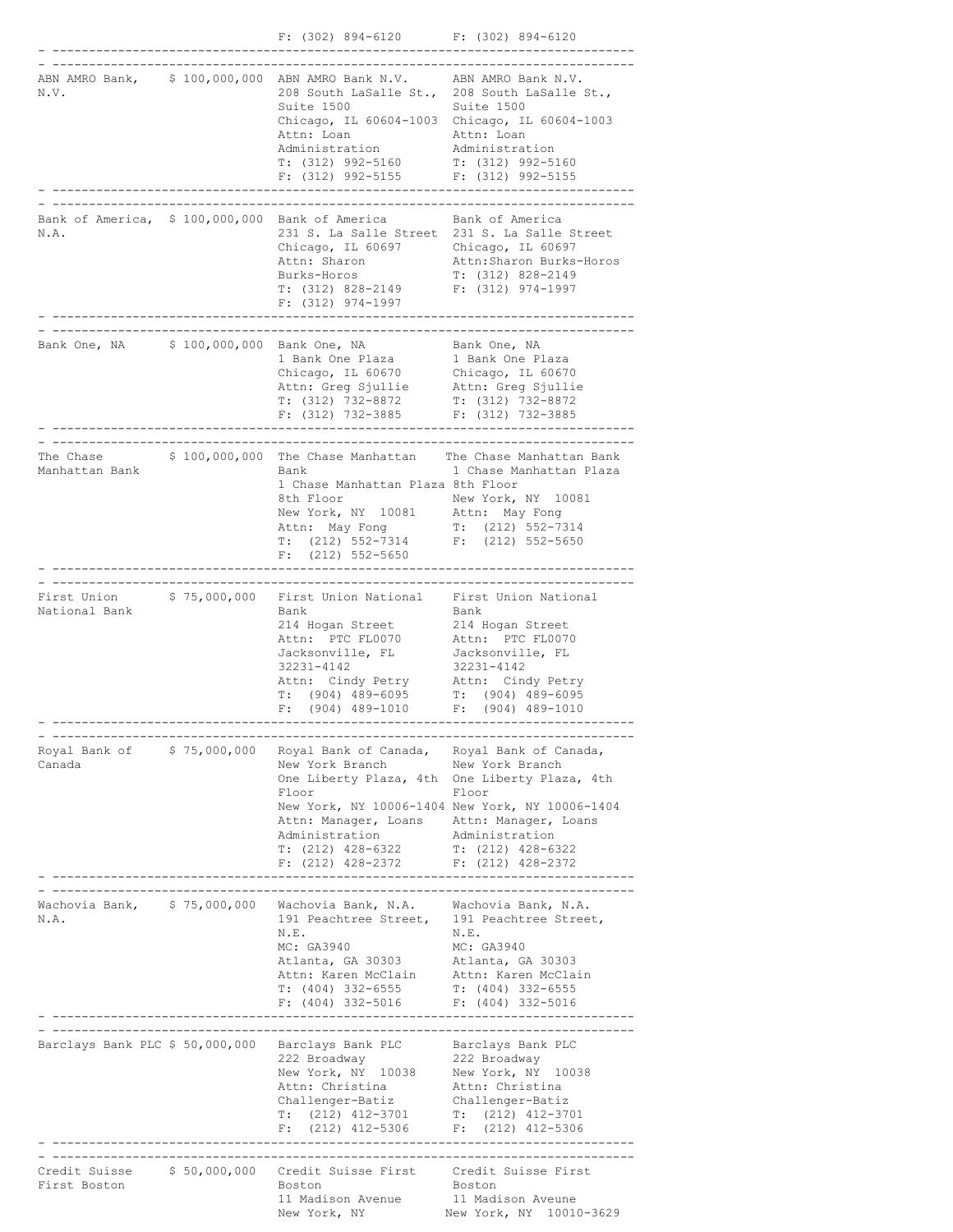| | | F: (302) 894-6120 | F: (302) 894-6120 |
|---|---|---|---|
| ABN AMRO Bank, N.V. | $ 100,000,000 | ABN AMRO Bank N.V.<br>208 South LaSalle St., Suite 1500<br>Chicago, IL 60604-1003<br>Attn: Loan Administration<br>T: (312) 992-5160<br>F: (312) 992-5155 | ABN AMRO Bank N.V.<br>208 South LaSalle St., Suite 1500<br>Chicago, IL 60604-1003<br>Attn: Loan Administration<br>T: (312) 992-5160<br>F: (312) 992-5155 |
| Bank of America, N.A. | $ 100,000,000 | Bank of America<br>231 S. La Salle Street<br>Chicago, IL 60697<br>Attn: Sharon Burks-Horos<br>T: (312) 828-2149<br>F: (312) 974-1997 | Bank of America<br>231 S. La Salle Street<br>Chicago, IL 60697<br>Attn:Sharon Burks-Horos<br>T: (312) 828-2149<br>F: (312) 974-1997 |
| Bank One, NA | $ 100,000,000 | Bank One, NA<br>1 Bank One Plaza<br>Chicago, IL 60670<br>Attn: Greg Sjullie<br>T: (312) 732-8872<br>F: (312) 732-3885 | Bank One, NA<br>1 Bank One Plaza<br>Chicago, IL 60670<br>Attn: Greg Sjullie<br>T: (312) 732-8872<br>F: (312) 732-3885 |
| The Chase Manhattan Bank | $ 100,000,000 | The Chase Manhattan Bank<br>1 Chase Manhattan Plaza 8th Floor<br>New York, NY 10081<br>Attn: May Fong<br>T: (212) 552-7314<br>F: (212) 552-5650 | The Chase Manhattan Bank<br>1 Chase Manhattan Plaza 8th Floor<br>New York, NY 10081<br>Attn: May Fong<br>T: (212) 552-7314<br>F: (212) 552-5650 |
| First Union National Bank | $ 75,000,000 | First Union National Bank<br>214 Hogan Street<br>Attn: PTC FL0070<br>Jacksonville, FL 32231-4142<br>Attn: Cindy Petry<br>T: (904) 489-6095<br>F: (904) 489-1010 | First Union National Bank<br>214 Hogan Street<br>Attn: PTC FL0070<br>Jacksonville, FL 32231-4142<br>Attn: Cindy Petry<br>T: (904) 489-6095<br>F: (904) 489-1010 |
| Royal Bank of Canada | $ 75,000,000 | Royal Bank of Canada, New York Branch<br>One Liberty Plaza, 4th Floor<br>New York, NY 10006-1404<br>Attn: Manager, Loans Administration<br>T: (212) 428-6322<br>F: (212) 428-2372 | Royal Bank of Canada, New York Branch<br>One Liberty Plaza, 4th Floor<br>New York, NY 10006-1404<br>Attn: Manager, Loans Administration<br>T: (212) 428-6322<br>F: (212) 428-2372 |
| Wachovia Bank, N.A. | $ 75,000,000 | Wachovia Bank, N.A.<br>191 Peachtree Street, N.E.<br>MC: GA3940<br>Atlanta, GA 30303<br>Attn: Karen McClain<br>T: (404) 332-6555<br>F: (404) 332-5016 | Wachovia Bank, N.A.<br>191 Peachtree Street, N.E.<br>MC: GA3940<br>Atlanta, GA 30303<br>Attn: Karen McClain<br>T: (404) 332-6555<br>F: (404) 332-5016 |
| Barclays Bank PLC | $ 50,000,000 | Barclays Bank PLC<br>222 Broadway<br>New York, NY 10038<br>Attn: Christina Challenger-Batiz<br>T: (212) 412-3701<br>F: (212) 412-5306 | Barclays Bank PLC<br>222 Broadway<br>New York, NY 10038<br>Attn: Christina Challenger-Batiz<br>T: (212) 412-3701<br>F: (212) 412-5306 |
| Credit Suisse First Boston | $ 50,000,000 | Credit Suisse First Boston<br>11 Madison Avenue<br>New York, NY | Credit Suisse First Boston<br>11 Madison Aveune<br>New York, NY 10010-3629 |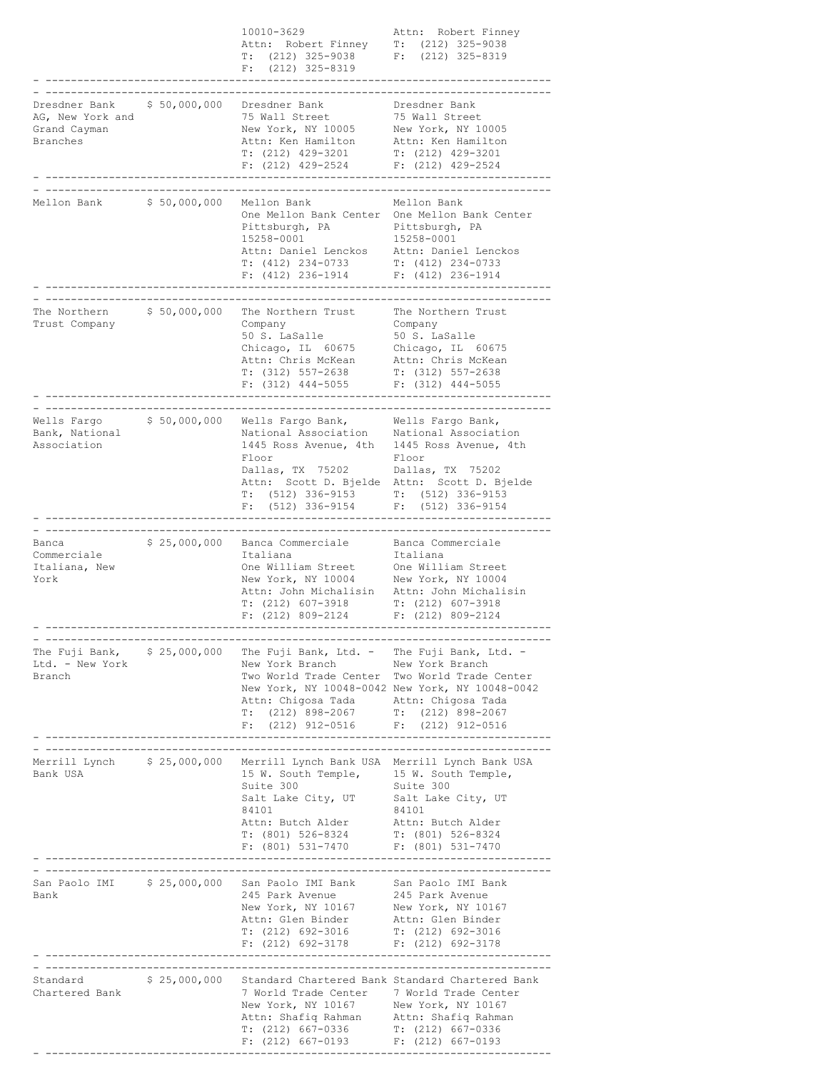| | | | |
|---|---|---|---|
| | | 10010-3629<br>Attn: Robert Finney<br>T: (212) 325-9038<br>F: (212) 325-8319 | Attn: Robert Finney<br>T: (212) 325-9038<br>F: (212) 325-8319 |
| Dresdner Bank AG, New York and Grand Cayman Branches | $ 50,000,000 | Dresdner Bank<br>75 Wall Street<br>New York, NY 10005<br>Attn: Ken Hamilton<br>T: (212) 429-3201<br>F: (212) 429-2524 | Dresdner Bank<br>75 Wall Street<br>New York, NY 10005<br>Attn: Ken Hamilton<br>T: (212) 429-3201<br>F: (212) 429-2524 |
| Mellon Bank | $ 50,000,000 | Mellon Bank<br>One Mellon Bank Center<br>Pittsburgh, PA<br>15258-0001<br>Attn: Daniel Lenckos<br>T: (412) 234-0733<br>F: (412) 236-1914 | Mellon Bank<br>One Mellon Bank Center<br>Pittsburgh, PA<br>15258-0001<br>Attn: Daniel Lenckos<br>T: (412) 234-0733<br>F: (412) 236-1914 |
| The Northern Trust Company | $ 50,000,000 | The Northern Trust Company<br>50 S. LaSalle<br>Chicago, IL 60675<br>Attn: Chris McKean<br>T: (312) 557-2638<br>F: (312) 444-5055 | The Northern Trust Company<br>50 S. LaSalle<br>Chicago, IL 60675<br>Attn: Chris McKean<br>T: (312) 557-2638<br>F: (312) 444-5055 |
| Wells Fargo Bank, National Association | $ 50,000,000 | Wells Fargo Bank, National Association<br>1445 Ross Avenue, 4th Floor<br>Dallas, TX 75202<br>Attn: Scott D. Bjelde<br>T: (512) 336-9153<br>F: (512) 336-9154 | Wells Fargo Bank, National Association<br>1445 Ross Avenue, 4th Floor<br>Dallas, TX 75202<br>Attn: Scott D. Bjelde<br>T: (512) 336-9153<br>F: (512) 336-9154 |
| Banca Commerciale Italiana, New York | $ 25,000,000 | Banca Commerciale Italiana<br>One William Street<br>New York, NY 10004<br>Attn: John Michalisin<br>T: (212) 607-3918<br>F: (212) 809-2124 | Banca Commerciale Italiana<br>One William Street<br>New York, NY 10004<br>Attn: John Michalisin<br>T: (212) 607-3918<br>F: (212) 809-2124 |
| The Fuji Bank, Ltd. - New York Branch | $ 25,000,000 | The Fuji Bank, Ltd. - New York Branch<br>Two World Trade Center<br>New York, NY 10048-0042<br>Attn: Chigosa Tada<br>T: (212) 898-2067<br>F: (212) 912-0516 | The Fuji Bank, Ltd. - New York Branch<br>Two World Trade Center<br>New York, NY 10048-0042<br>Attn: Chigosa Tada<br>T: (212) 898-2067<br>F: (212) 912-0516 |
| Merrill Lynch Bank USA | $ 25,000,000 | Merrill Lynch Bank USA<br>15 W. South Temple, Suite 300<br>Salt Lake City, UT<br>84101<br>Attn: Butch Alder<br>T: (801) 526-8324<br>F: (801) 531-7470 | Merrill Lynch Bank USA<br>15 W. South Temple, Suite 300<br>Salt Lake City, UT<br>84101<br>Attn: Butch Alder<br>T: (801) 526-8324<br>F: (801) 531-7470 |
| San Paolo IMI Bank | $ 25,000,000 | San Paolo IMI Bank<br>245 Park Avenue<br>New York, NY 10167<br>Attn: Glen Binder<br>T: (212) 692-3016<br>F: (212) 692-3178 | San Paolo IMI Bank<br>245 Park Avenue<br>New York, NY 10167<br>Attn: Glen Binder<br>T: (212) 692-3016<br>F: (212) 692-3178 |
| Standard Chartered Bank | $ 25,000,000 | Standard Chartered Bank<br>7 World Trade Center<br>New York, NY 10167<br>Attn: Shafiq Rahman<br>T: (212) 667-0336<br>F: (212) 667-0193 | Standard Chartered Bank<br>7 World Trade Center<br>New York, NY 10167<br>Attn: Shafiq Rahman<br>T: (212) 667-0336<br>F: (212) 667-0193 |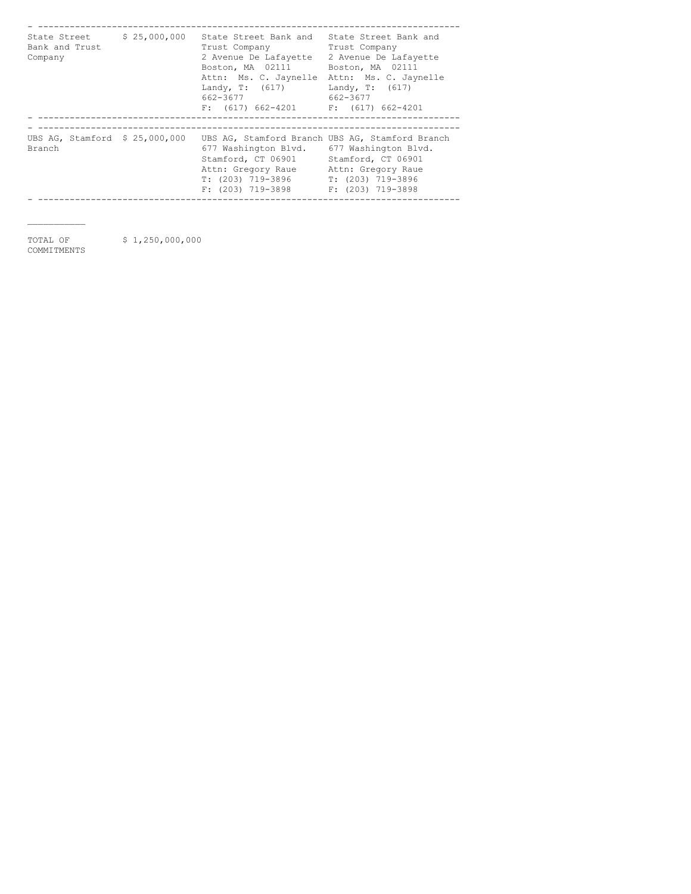| | | | |
|---|---|---|---|
| State Street Bank and Trust Company | $ 25,000,000 | State Street Bank and Trust Company<br>2 Avenue De Lafayette<br>Boston, MA 02111<br>Attn: Ms. C. Jaynelle Landy, T: (617) 662-3677<br>F: (617) 662-4201 | State Street Bank and Trust Company<br>2 Avenue De Lafayette<br>Boston, MA 02111<br>Attn: Ms. C. Jaynelle Landy, T: (617) 662-3677<br>F: (617) 662-4201 |
| UBS AG, Stamford Branch | $ 25,000,000 | UBS AG, Stamford Branch<br>677 Washington Blvd.<br>Stamford, CT 06901<br>Attn: Gregory Raue<br>T: (203) 719-3896<br>F: (203) 719-3898 | UBS AG, Stamford Branch<br>677 Washington Blvd.<br>Stamford, CT 06901<br>Attn: Gregory Raue<br>T: (203) 719-3896<br>F: (203) 719-3898 |

TOTAL OF COMMITMENTS $ 1,250,000,000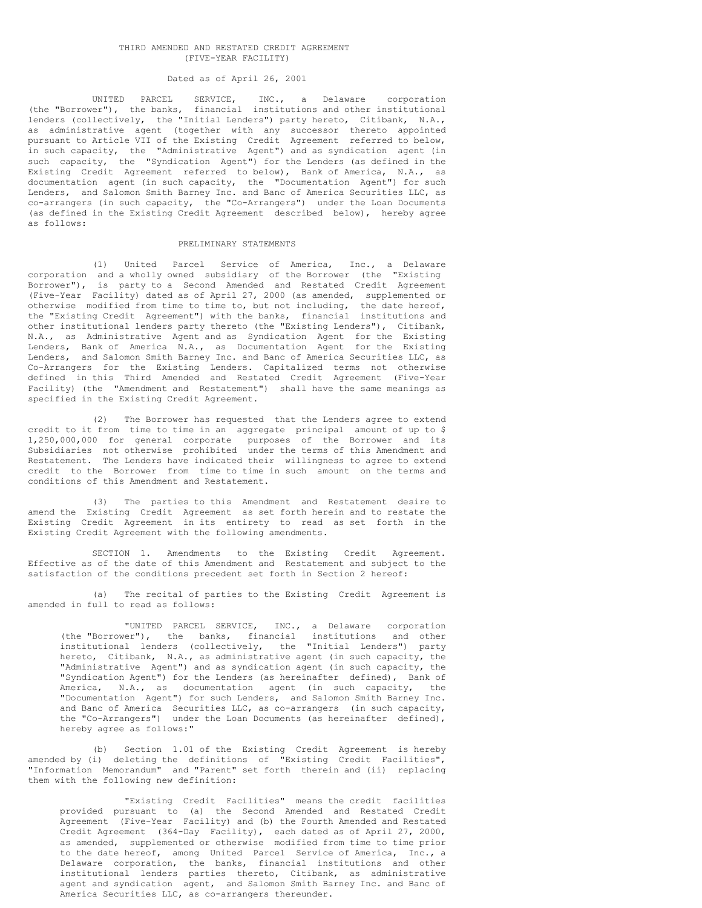# THIRD AMENDED AND RESTATED CREDIT AGREEMENT (FIVE-YEAR FACILITY)

Dated as of April 26, 2001

UNITED PARCEL SERVICE, INC., a Delaware corporation (the "Borrower"), the banks, financial institutions and other institutional lenders (collectively, the "Initial Lenders") party hereto, Citibank, N.A., as administrative agent (together with any successor thereto appointed pursuant to Article VII of the Existing Credit Agreement referred to below, in such capacity, the "Administrative Agent") and as syndication agent (in such capacity, the "Syndication Agent") for the Lenders (as defined in the Existing Credit Agreement referred to below), Bank of America, N.A., as documentation agent (in such capacity, the "Documentation Agent") for such Lenders, and Salomon Smith Barney Inc. and Banc of America Securities LLC, as co-arrangers (in such capacity, the "Co-Arrangers") under the Loan Documents (as defined in the Existing Credit Agreement described below), hereby agree as follows:

## PRELIMINARY STATEMENTS

(1) United Parcel Service of America, Inc., a Delaware corporation and a wholly owned subsidiary of the Borrower (the "Existing Borrower"), is party to a Second Amended and Restated Credit Agreement (Five-Year Facility) dated as of April 27, 2000 (as amended, supplemented or otherwise modified from time to time to, but not including, the date hereof, the "Existing Credit Agreement") with the banks, financial institutions and other institutional lenders party thereto (the "Existing Lenders"), Citibank, N.A., as Administrative Agent and as Syndication Agent for the Existing Lenders, Bank of America N.A., as Documentation Agent for the Existing Lenders, and Salomon Smith Barney Inc. and Banc of America Securities LLC, as Co-Arrangers for the Existing Lenders. Capitalized terms not otherwise defined in this Third Amended and Restated Credit Agreement (Five-Year Facility) (the "Amendment and Restatement") shall have the same meanings as specified in the Existing Credit Agreement.

(2) The Borrower has requested that the Lenders agree to extend credit to it from time to time in an aggregate principal amount of up to $ 1,250,000,000 for general corporate purposes of the Borrower and its Subsidiaries not otherwise prohibited under the terms of this Amendment and Restatement. The Lenders have indicated their willingness to agree to extend credit to the Borrower from time to time in such amount on the terms and conditions of this Amendment and Restatement.

(3) The parties to this Amendment and Restatement desire to amend the Existing Credit Agreement as set forth herein and to restate the Existing Credit Agreement in its entirety to read as set forth in the Existing Credit Agreement with the following amendments.

SECTION 1. Amendments to the Existing Credit Agreement. Effective as of the date of this Amendment and Restatement and subject to the satisfaction of the conditions precedent set forth in Section 2 hereof:

(a) The recital of parties to the Existing Credit Agreement is amended in full to read as follows:

> "UNITED PARCEL SERVICE, INC., a Delaware corporation (the "Borrower"), the banks, financial institutions and other institutional lenders (collectively, the "Initial Lenders") party hereto, Citibank, N.A., as administrative agent (in such capacity, the "Administrative Agent") and as syndication agent (in such capacity, the "Syndication Agent") for the Lenders (as hereinafter defined), Bank of America, N.A., as documentation agent (in such capacity, the "Documentation Agent") for such Lenders, and Salomon Smith Barney Inc. and Banc of America Securities LLC, as co-arrangers (in such capacity, the "Co-Arrangers") under the Loan Documents (as hereinafter defined), hereby agree as follows:"

(b) Section 1.01 of the Existing Credit Agreement is hereby amended by (i) deleting the definitions of "Existing Credit Facilities", "Information Memorandum" and "Parent" set forth therein and (ii) replacing them with the following new definition:

> "Existing Credit Facilities" means the credit facilities provided pursuant to (a) the Second Amended and Restated Credit Agreement (Five-Year Facility) and (b) the Fourth Amended and Restated Credit Agreement (364-Day Facility), each dated as of April 27, 2000, as amended, supplemented or otherwise modified from time to time prior to the date hereof, among United Parcel Service of America, Inc., a Delaware corporation, the banks, financial institutions and other institutional lenders parties thereto, Citibank, as administrative agent and syndication agent, and Salomon Smith Barney Inc. and Banc of America Securities LLC, as co-arrangers thereunder.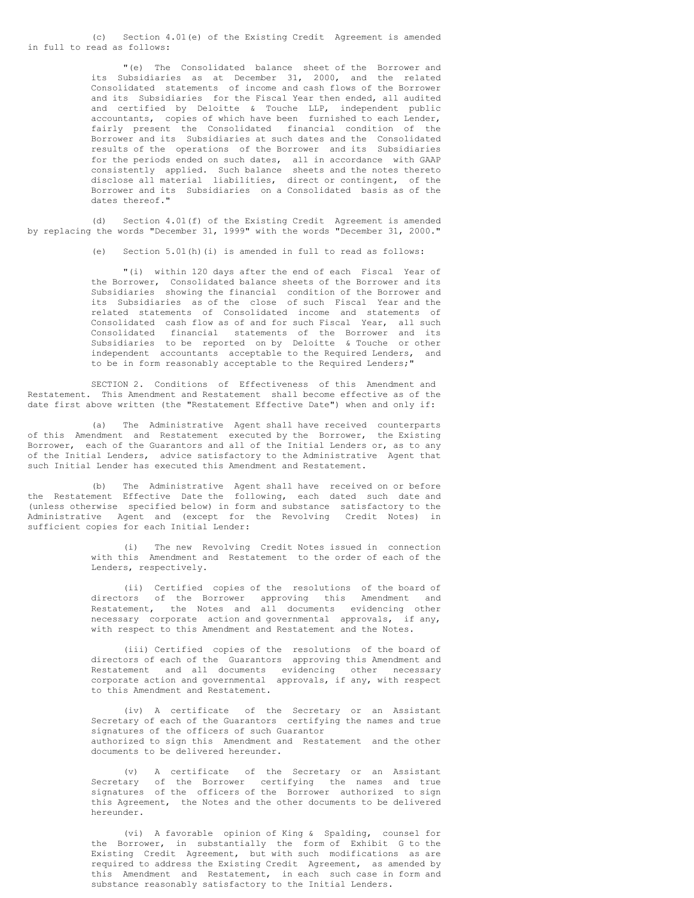(c) Section 4.01(e) of the Existing Credit Agreement is amended in full to read as follows:

> "(e) The Consolidated balance sheet of the Borrower and its Subsidiaries as at December 31, 2000, and the related Consolidated statements of income and cash flows of the Borrower and its Subsidiaries for the Fiscal Year then ended, all audited and certified by Deloitte & Touche LLP, independent public accountants, copies of which have been furnished to each Lender, fairly present the Consolidated financial condition of the Borrower and its Subsidiaries at such dates and the Consolidated results of the operations of the Borrower and its Subsidiaries for the periods ended on such dates, all in accordance with GAAP consistently applied. Such balance sheets and the notes thereto disclose all material liabilities, direct or contingent, of the Borrower and its Subsidiaries on a Consolidated basis as of the dates thereof."

(d) Section 4.01(f) of the Existing Credit Agreement is amended by replacing the words "December 31, 1999" with the words "December 31, 2000."

(e) Section 5.01(h)(i) is amended in full to read as follows:

> "(i) within 120 days after the end of each Fiscal Year of the Borrower, Consolidated balance sheets of the Borrower and its Subsidiaries showing the financial condition of the Borrower and its Subsidiaries as of the close of such Fiscal Year and the related statements of Consolidated income and statements of Consolidated cash flow as of and for such Fiscal Year, all such Consolidated financial statements of the Borrower and its Subsidiaries to be reported on by Deloitte & Touche or other independent accountants acceptable to the Required Lenders, and to be in form reasonably acceptable to the Required Lenders;"

SECTION 2. Conditions of Effectiveness of this Amendment and Restatement. This Amendment and Restatement shall become effective as of the date first above written (the "Restatement Effective Date") when and only if:

(a) The Administrative Agent shall have received counterparts of this Amendment and Restatement executed by the Borrower, the Existing Borrower, each of the Guarantors and all of the Initial Lenders or, as to any of the Initial Lenders, advice satisfactory to the Administrative Agent that such Initial Lender has executed this Amendment and Restatement.

(b) The Administrative Agent shall have received on or before the Restatement Effective Date the following, each dated such date and (unless otherwise specified below) in form and substance satisfactory to the Administrative Agent and (except for the Revolving Credit Notes) in sufficient copies for each Initial Lender:

> (i) The new Revolving Credit Notes issued in connection with this Amendment and Restatement to the order of each of the Lenders, respectively.
>
> (ii) Certified copies of the resolutions of the board of directors of the Borrower approving this Amendment and Restatement, the Notes and all documents evidencing other necessary corporate action and governmental approvals, if any, with respect to this Amendment and Restatement and the Notes.
>
> (iii) Certified copies of the resolutions of the board of directors of each of the Guarantors approving this Amendment and Restatement and all documents evidencing other necessary corporate action and governmental approvals, if any, with respect to this Amendment and Restatement.
>
> (iv) A certificate of the Secretary or an Assistant Secretary of each of the Guarantors certifying the names and true signatures of the officers of such Guarantor authorized to sign this Amendment and Restatement and the other documents to be delivered hereunder.
>
> (v) A certificate of the Secretary or an Assistant Secretary of the Borrower certifying the names and true signatures of the officers of the Borrower authorized to sign this Agreement, the Notes and the other documents to be delivered hereunder.
>
> (vi) A favorable opinion of King & Spalding, counsel for the Borrower, in substantially the form of Exhibit G to the Existing Credit Agreement, but with such modifications as are required to address the Existing Credit Agreement, as amended by this Amendment and Restatement, in each such case in form and substance reasonably satisfactory to the Initial Lenders.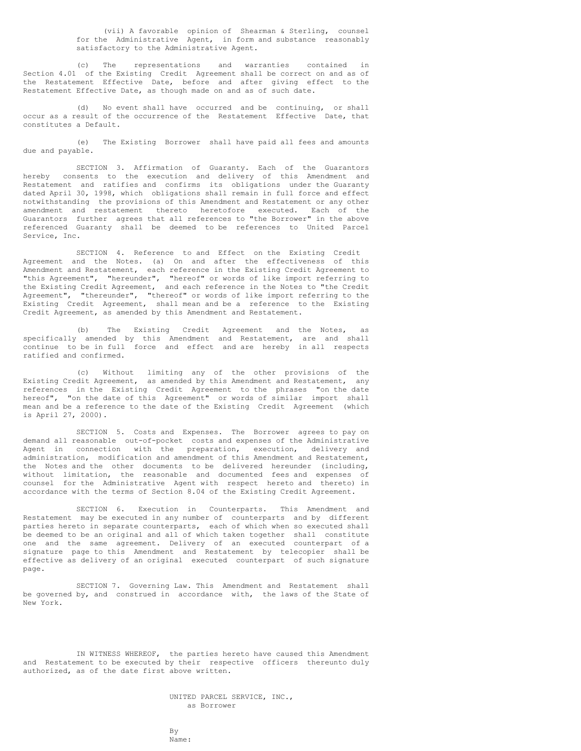(vii) A favorable opinion of Shearman & Sterling, counsel for the Administrative Agent, in form and substance reasonably satisfactory to the Administrative Agent.

(c) The representations and warranties contained in Section 4.01 of the Existing Credit Agreement shall be correct on and as of the Restatement Effective Date, before and after giving effect to the Restatement Effective Date, as though made on and as of such date.

(d) No event shall have occurred and be continuing, or shall occur as a result of the occurrence of the Restatement Effective Date, that constitutes a Default.

(e) The Existing Borrower shall have paid all fees and amounts due and payable.

SECTION 3. Affirmation of Guaranty. Each of the Guarantors hereby consents to the execution and delivery of this Amendment and Restatement and ratifies and confirms its obligations under the Guaranty dated April 30, 1998, which obligations shall remain in full force and effect notwithstanding the provisions of this Amendment and Restatement or any other amendment and restatement thereto heretofore executed. Each of the Guarantors further agrees that all references to "the Borrower" in the above referenced Guaranty shall be deemed to be references to United Parcel Service, Inc.

SECTION 4. Reference to and Effect on the Existing Credit Agreement and the Notes. (a) On and after the effectiveness of this Amendment and Restatement, each reference in the Existing Credit Agreement to "this Agreement", "hereunder", "hereof" or words of like import referring to the Existing Credit Agreement, and each reference in the Notes to "the Credit Agreement", "thereunder", "thereof" or words of like import referring to the Existing Credit Agreement, shall mean and be a reference to the Existing Credit Agreement, as amended by this Amendment and Restatement.

(b) The Existing Credit Agreement and the Notes, as specifically amended by this Amendment and Restatement, are and shall continue to be in full force and effect and are hereby in all respects ratified and confirmed.

(c) Without limiting any of the other provisions of the Existing Credit Agreement, as amended by this Amendment and Restatement, any references in the Existing Credit Agreement to the phrases "on the date hereof", "on the date of this Agreement" or words of similar import shall mean and be a reference to the date of the Existing Credit Agreement (which is April 27, 2000).

SECTION 5. Costs and Expenses. The Borrower agrees to pay on demand all reasonable out-of-pocket costs and expenses of the Administrative Agent in connection with the preparation, execution, delivery and administration, modification and amendment of this Amendment and Restatement, the Notes and the other documents to be delivered hereunder (including, without limitation, the reasonable and documented fees and expenses of counsel for the Administrative Agent with respect hereto and thereto) in accordance with the terms of Section 8.04 of the Existing Credit Agreement.

SECTION 6. Execution in Counterparts. This Amendment and Restatement may be executed in any number of counterparts and by different parties hereto in separate counterparts, each of which when so executed shall be deemed to be an original and all of which taken together shall constitute one and the same agreement. Delivery of an executed counterpart of a signature page to this Amendment and Restatement by telecopier shall be effective as delivery of an original executed counterpart of such signature page.

SECTION 7. Governing Law. This Amendment and Restatement shall be governed by, and construed in accordance with, the laws of the State of New York.

IN WITNESS WHEREOF, the parties hereto have caused this Amendment and Restatement to be executed by their respective officers thereunto duly authorized, as of the date first above written.

UNITED PARCEL SERVICE, INC.,
as Borrower

By
Name: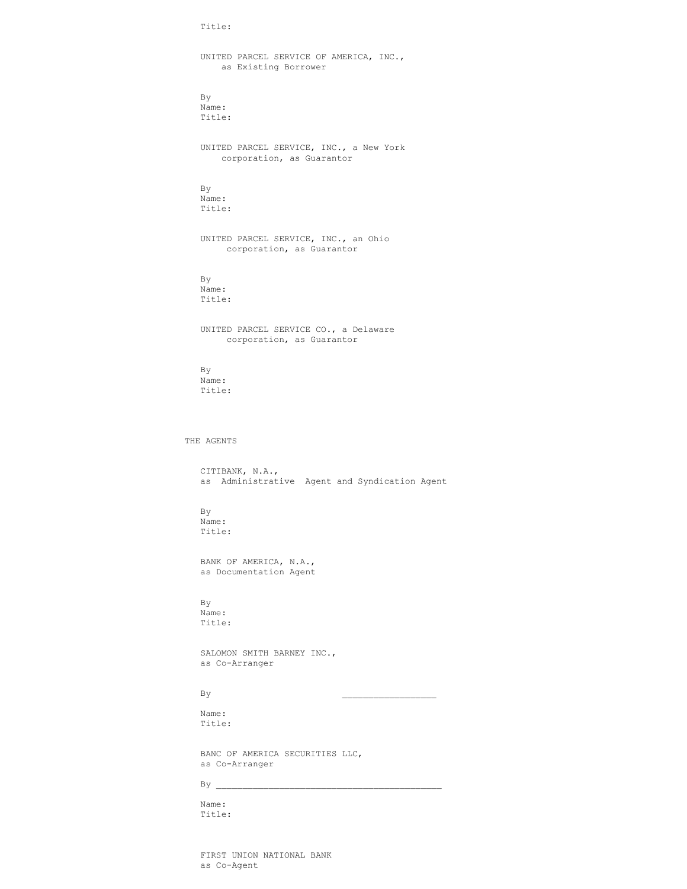Title:

UNITED PARCEL SERVICE OF AMERICA, INC.,
as Existing Borrower

By
Name:
Title:

UNITED PARCEL SERVICE, INC., a New York
corporation, as Guarantor

By
Name:
Title:

UNITED PARCEL SERVICE, INC., an Ohio
corporation, as Guarantor

By
Name:
Title:

UNITED PARCEL SERVICE CO., a Delaware
corporation, as Guarantor

By
Name:
Title:

THE AGENTS

CITIBANK, N.A.,
as Administrative Agent and Syndication Agent

By
Name:
Title:

BANK OF AMERICA, N.A.,
as Documentation Agent

By
Name:
Title:

SALOMON SMITH BARNEY INC.,
as Co-Arranger

By ___________________

Name:
Title:

BANC OF AMERICA SECURITIES LLC,
as Co-Arranger

By ____________________________________________

Name:
Title:

FIRST UNION NATIONAL BANK
as Co-Agent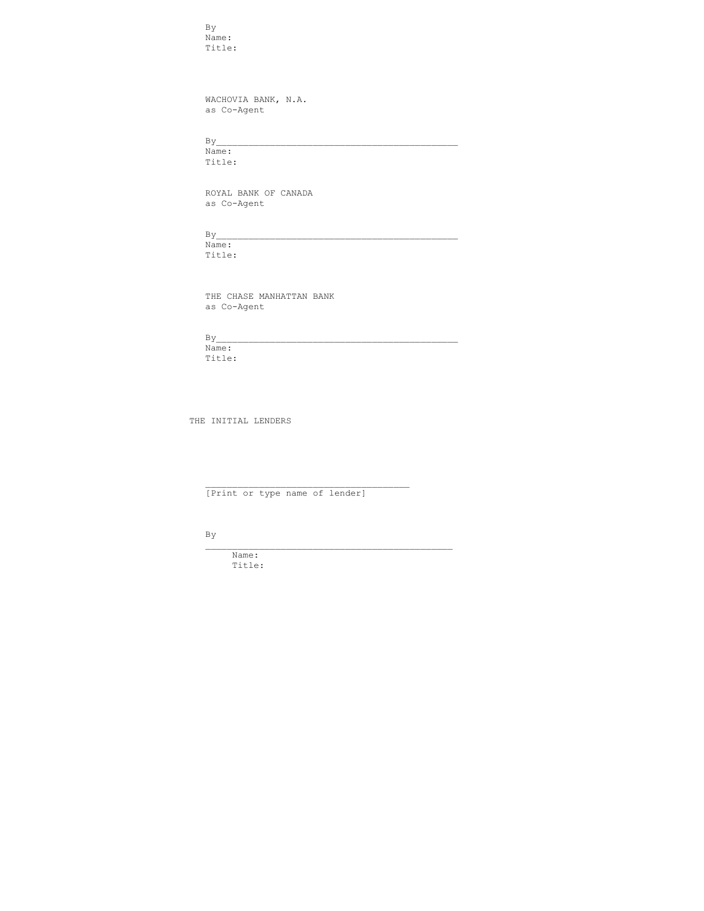By
Name:
Title:

WACHOVIA BANK, N.A.
as Co-Agent

By_______________________________________________
Name:
Title:

ROYAL BANK OF CANADA
as Co-Agent

By_______________________________________________
Name:
Title:

THE CHASE MANHATTAN BANK
as Co-Agent

By_______________________________________________
Name:
Title:

THE INITIAL LENDERS

______________________________________
[Print or type name of lender]

By
_______________________________________________
Name:
Title: